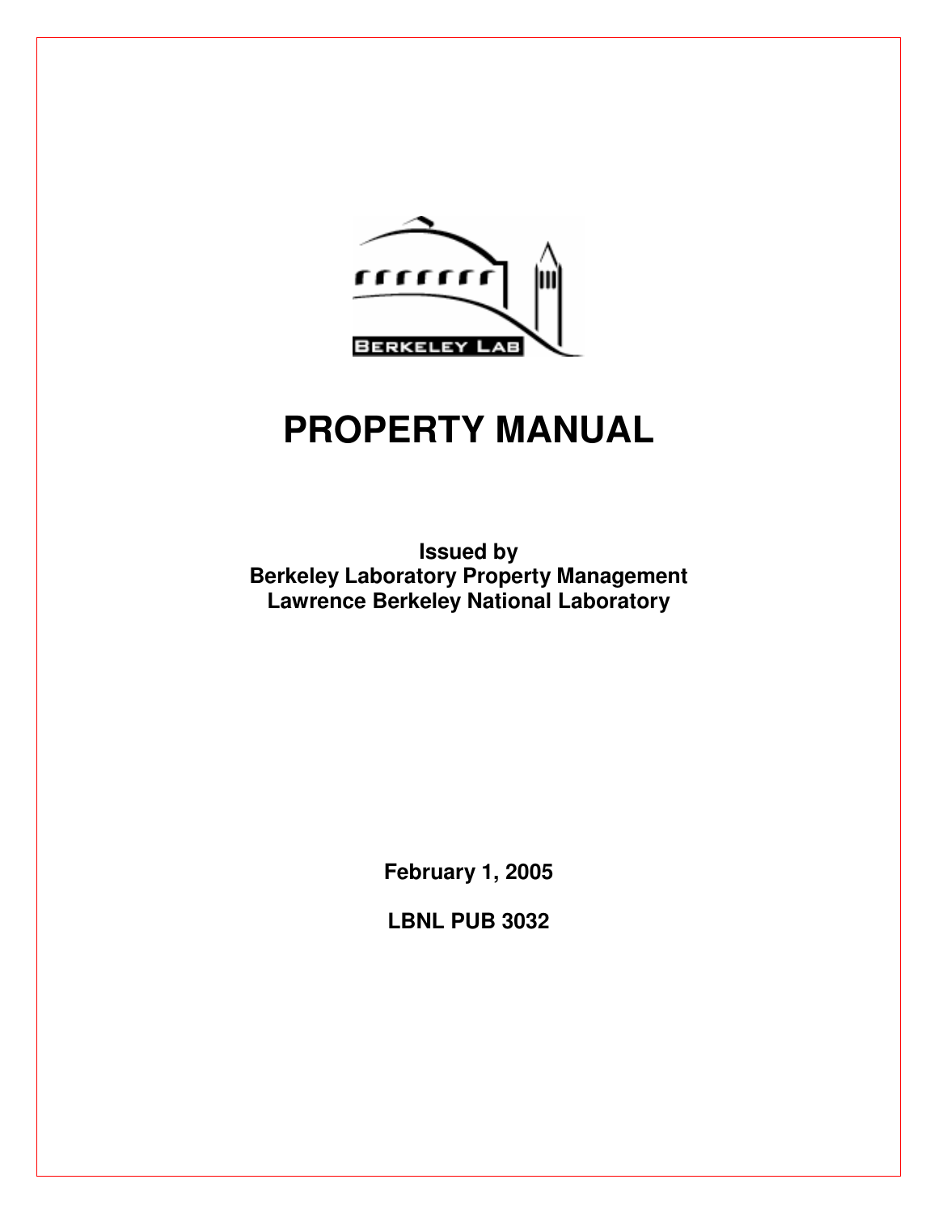# PROPERTY MANUAL

**Issued by**
**Berkeley Laboratory Property Management**
**Lawrence Berkeley National Laboratory**

**February 1, 2005**

**LBNL PUB 3032**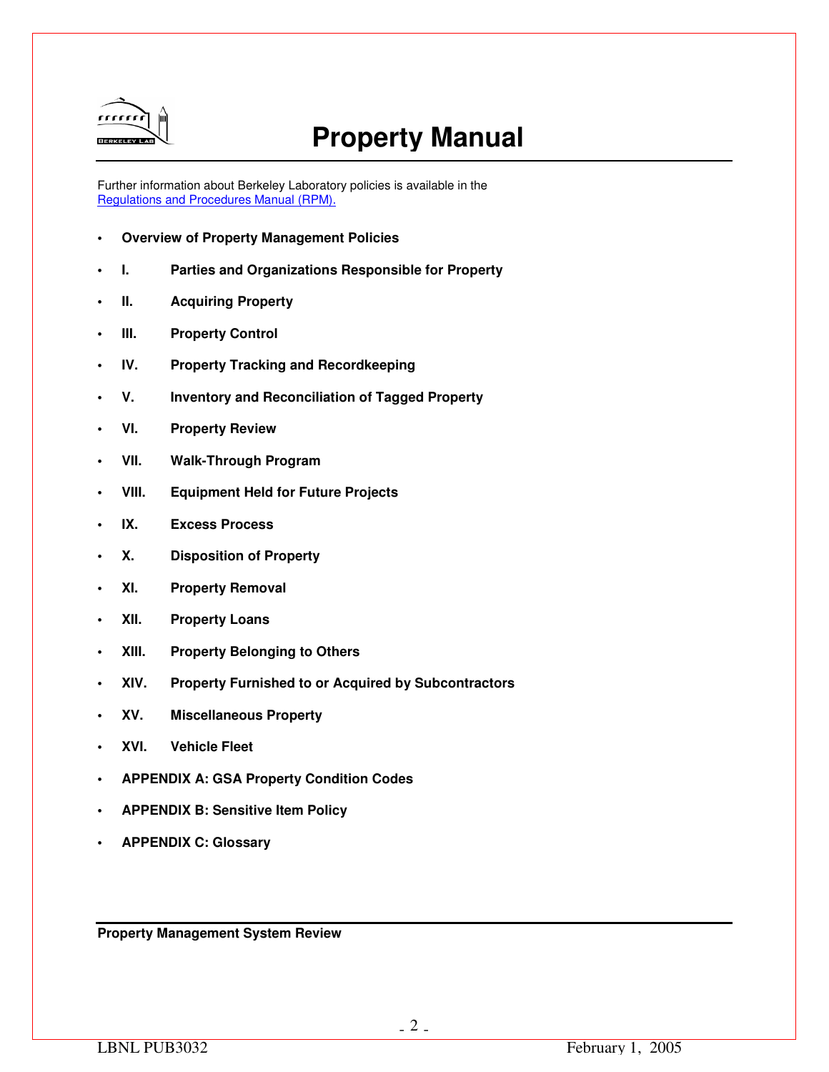# Property Manual

Further information about Berkeley Laboratory policies is available in the
[Regulations and Procedures Manual (RPM).]()

- **Overview of Property Management Policies**
- **I. Parties and Organizations Responsible for Property**
- **II. Acquiring Property**
- **III. Property Control**
- **IV. Property Tracking and Recordkeeping**
- **V. Inventory and Reconciliation of Tagged Property**
- **VI. Property Review**
- **VII. Walk-Through Program**
- **VIII. Equipment Held for Future Projects**
- **IX. Excess Process**
- **X. Disposition of Property**
- **XI. Property Removal**
- **XII. Property Loans**
- **XIII. Property Belonging to Others**
- **XIV. Property Furnished to or Acquired by Subcontractors**
- **XV. Miscellaneous Property**
- **XVI. Vehicle Fleet**
- **APPENDIX A: GSA Property Condition Codes**
- **APPENDIX B: Sensitive Item Policy**
- **APPENDIX C: Glossary**

**Property Management System Review**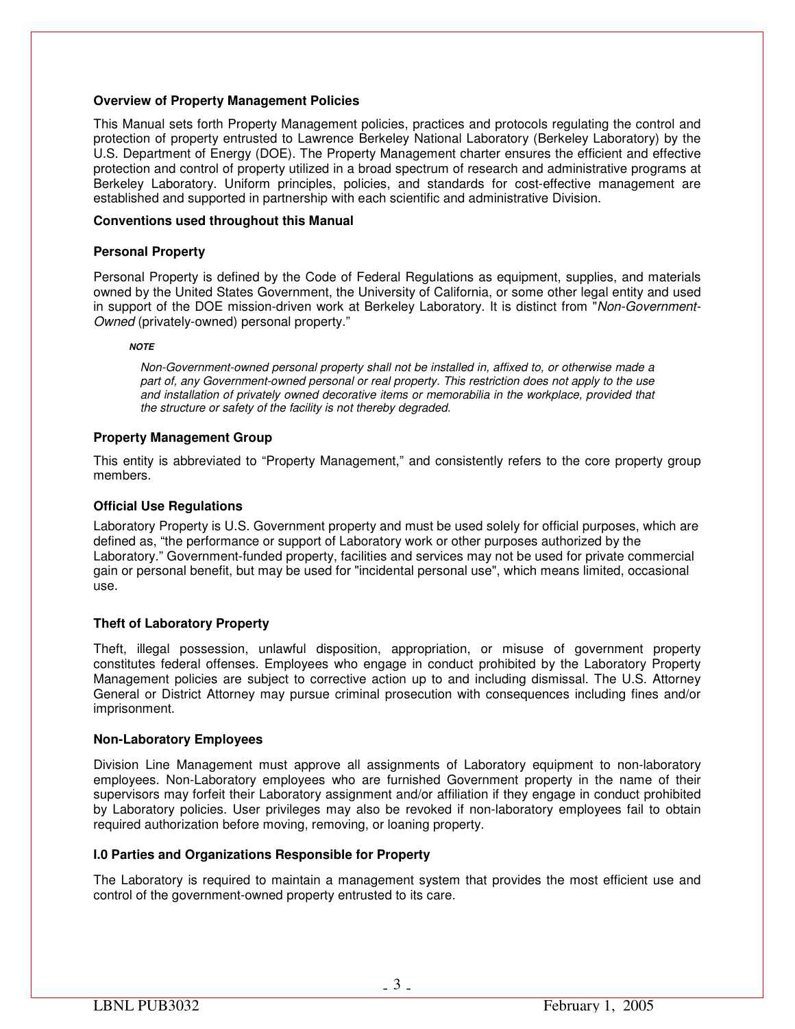**Overview of Property Management Policies**

This Manual sets forth Property Management policies, practices and protocols regulating the control and protection of property entrusted to Lawrence Berkeley National Laboratory (Berkeley Laboratory) by the U.S. Department of Energy (DOE). The Property Management charter ensures the efficient and effective protection and control of property utilized in a broad spectrum of research and administrative programs at Berkeley Laboratory. Uniform principles, policies, and standards for cost-effective management are established and supported in partnership with each scientific and administrative Division.

**Conventions used throughout this Manual**

**Personal Property**

Personal Property is defined by the Code of Federal Regulations as equipment, supplies, and materials owned by the United States Government, the University of California, or some other legal entity and used in support of the DOE mission-driven work at Berkeley Laboratory. It is distinct from "*Non-Government-Owned* (privately-owned) personal property."

> ***NOTE***
>
> *Non-Government-owned personal property shall not be installed in, affixed to, or otherwise made a part of, any Government-owned personal or real property. This restriction does not apply to the use and installation of privately owned decorative items or memorabilia in the workplace, provided that the structure or safety of the facility is not thereby degraded.*

**Property Management Group**

This entity is abbreviated to "Property Management," and consistently refers to the core property group members.

**Official Use Regulations**

Laboratory Property is U.S. Government property and must be used solely for official purposes, which are defined as, "the performance or support of Laboratory work or other purposes authorized by the Laboratory." Government-funded property, facilities and services may not be used for private commercial gain or personal benefit, but may be used for "incidental personal use", which means limited, occasional use.

**Theft of Laboratory Property**

Theft, illegal possession, unlawful disposition, appropriation, or misuse of government property constitutes federal offenses. Employees who engage in conduct prohibited by the Laboratory Property Management policies are subject to corrective action up to and including dismissal. The U.S. Attorney General or District Attorney may pursue criminal prosecution with consequences including fines and/or imprisonment.

**Non-Laboratory Employees**

Division Line Management must approve all assignments of Laboratory equipment to non-laboratory employees. Non-Laboratory employees who are furnished Government property in the name of their supervisors may forfeit their Laboratory assignment and/or affiliation if they engage in conduct prohibited by Laboratory policies. User privileges may also be revoked if non-laboratory employees fail to obtain required authorization before moving, removing, or loaning property.

**I.0 Parties and Organizations Responsible for Property**

The Laboratory is required to maintain a management system that provides the most efficient use and control of the government-owned property entrusted to its care.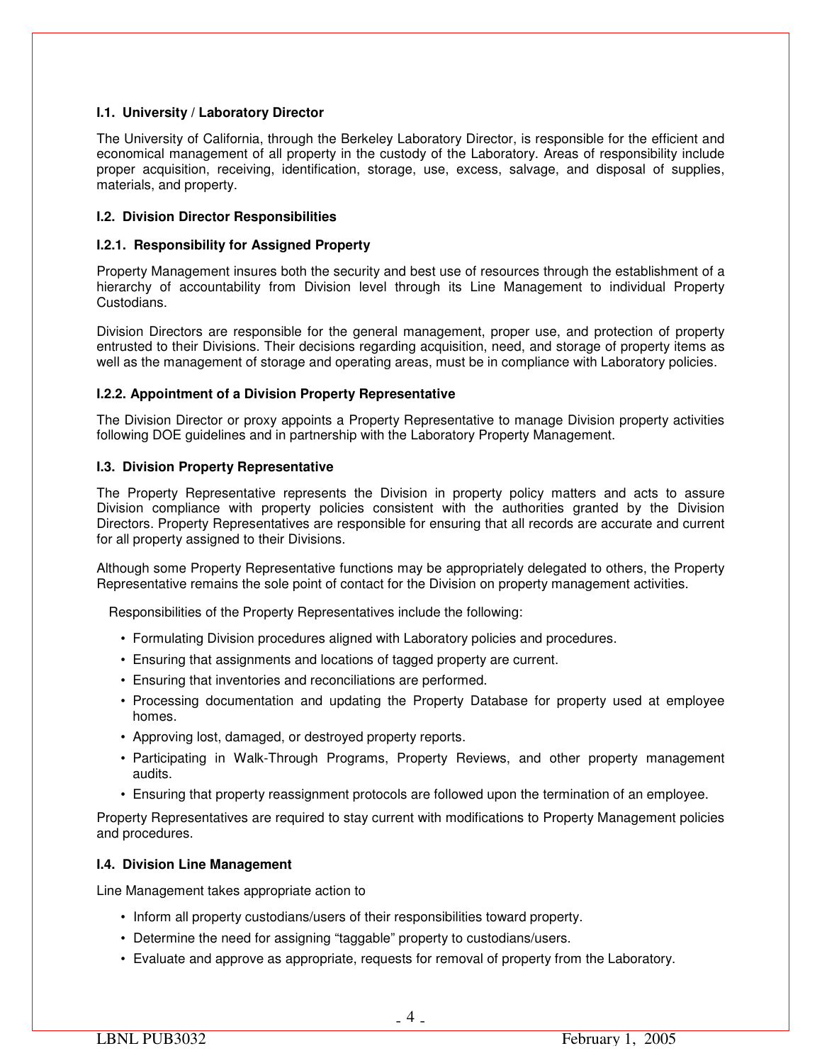### I.1. University / Laboratory Director

The University of California, through the Berkeley Laboratory Director, is responsible for the efficient and economical management of all property in the custody of the Laboratory. Areas of responsibility include proper acquisition, receiving, identification, storage, use, excess, salvage, and disposal of supplies, materials, and property.

### I.2. Division Director Responsibilities

#### I.2.1. Responsibility for Assigned Property

Property Management insures both the security and best use of resources through the establishment of a hierarchy of accountability from Division level through its Line Management to individual Property Custodians.

Division Directors are responsible for the general management, proper use, and protection of property entrusted to their Divisions. Their decisions regarding acquisition, need, and storage of property items as well as the management of storage and operating areas, must be in compliance with Laboratory policies.

#### I.2.2. Appointment of a Division Property Representative

The Division Director or proxy appoints a Property Representative to manage Division property activities following DOE guidelines and in partnership with the Laboratory Property Management.

### I.3. Division Property Representative

The Property Representative represents the Division in property policy matters and acts to assure Division compliance with property policies consistent with the authorities granted by the Division Directors. Property Representatives are responsible for ensuring that all records are accurate and current for all property assigned to their Divisions.

Although some Property Representative functions may be appropriately delegated to others, the Property Representative remains the sole point of contact for the Division on property management activities.

Responsibilities of the Property Representatives include the following:

- Formulating Division procedures aligned with Laboratory policies and procedures.
- Ensuring that assignments and locations of tagged property are current.
- Ensuring that inventories and reconciliations are performed.
- Processing documentation and updating the Property Database for property used at employee homes.
- Approving lost, damaged, or destroyed property reports.
- Participating in Walk-Through Programs, Property Reviews, and other property management audits.
- Ensuring that property reassignment protocols are followed upon the termination of an employee.

Property Representatives are required to stay current with modifications to Property Management policies and procedures.

### I.4. Division Line Management

Line Management takes appropriate action to

- Inform all property custodians/users of their responsibilities toward property.
- Determine the need for assigning “taggable” property to custodians/users.
- Evaluate and approve as appropriate, requests for removal of property from the Laboratory.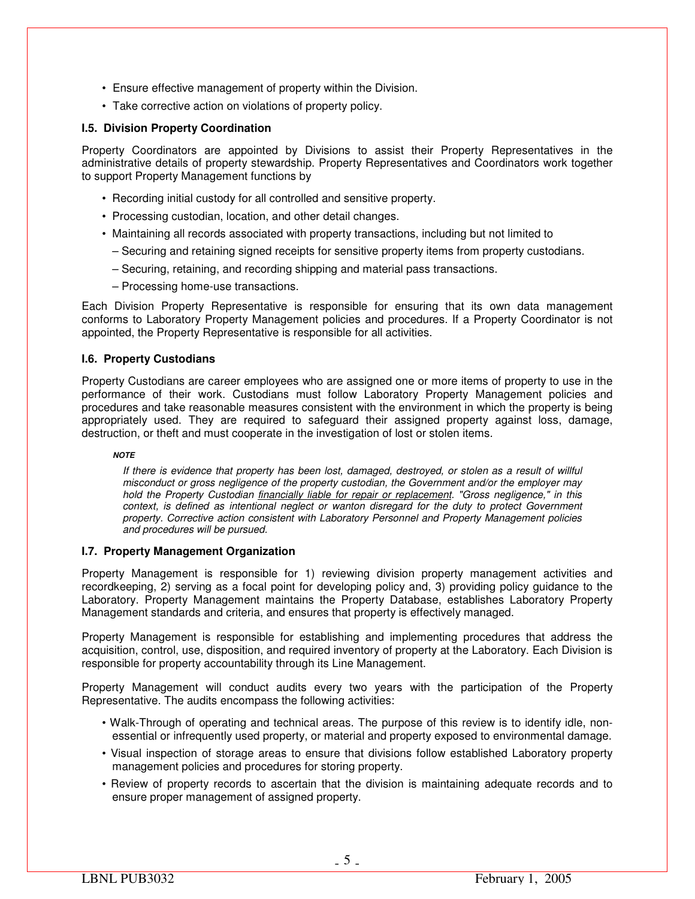- Ensure effective management of property within the Division.
- Take corrective action on violations of property policy.

### I.5. Division Property Coordination

Property Coordinators are appointed by Divisions to assist their Property Representatives in the administrative details of property stewardship. Property Representatives and Coordinators work together to support Property Management functions by

- Recording initial custody for all controlled and sensitive property.
- Processing custodian, location, and other detail changes.
- Maintaining all records associated with property transactions, including but not limited to
  - Securing and retaining signed receipts for sensitive property items from property custodians.
  - Securing, retaining, and recording shipping and material pass transactions.
  - Processing home-use transactions.

Each Division Property Representative is responsible for ensuring that its own data management conforms to Laboratory Property Management policies and procedures. If a Property Coordinator is not appointed, the Property Representative is responsible for all activities.

### I.6. Property Custodians

Property Custodians are career employees who are assigned one or more items of property to use in the performance of their work. Custodians must follow Laboratory Property Management policies and procedures and take reasonable measures consistent with the environment in which the property is being appropriately used. They are required to safeguard their assigned property against loss, damage, destruction, or theft and must cooperate in the investigation of lost or stolen items.

***NOTE***

*If there is evidence that property has been lost, damaged, destroyed, or stolen as a result of willful misconduct or gross negligence of the property custodian, the Government and/or the employer may hold the Property Custodian financially liable for repair or replacement. "Gross negligence," in this context, is defined as intentional neglect or wanton disregard for the duty to protect Government property. Corrective action consistent with Laboratory Personnel and Property Management policies and procedures will be pursued.*

### I.7. Property Management Organization

Property Management is responsible for 1) reviewing division property management activities and recordkeeping, 2) serving as a focal point for developing policy and, 3) providing policy guidance to the Laboratory. Property Management maintains the Property Database, establishes Laboratory Property Management standards and criteria, and ensures that property is effectively managed.

Property Management is responsible for establishing and implementing procedures that address the acquisition, control, use, disposition, and required inventory of property at the Laboratory. Each Division is responsible for property accountability through its Line Management.

Property Management will conduct audits every two years with the participation of the Property Representative. The audits encompass the following activities:

- Walk-Through of operating and technical areas. The purpose of this review is to identify idle, non-essential or infrequently used property, or material and property exposed to environmental damage.
- Visual inspection of storage areas to ensure that divisions follow established Laboratory property management policies and procedures for storing property.
- Review of property records to ascertain that the division is maintaining adequate records and to ensure proper management of assigned property.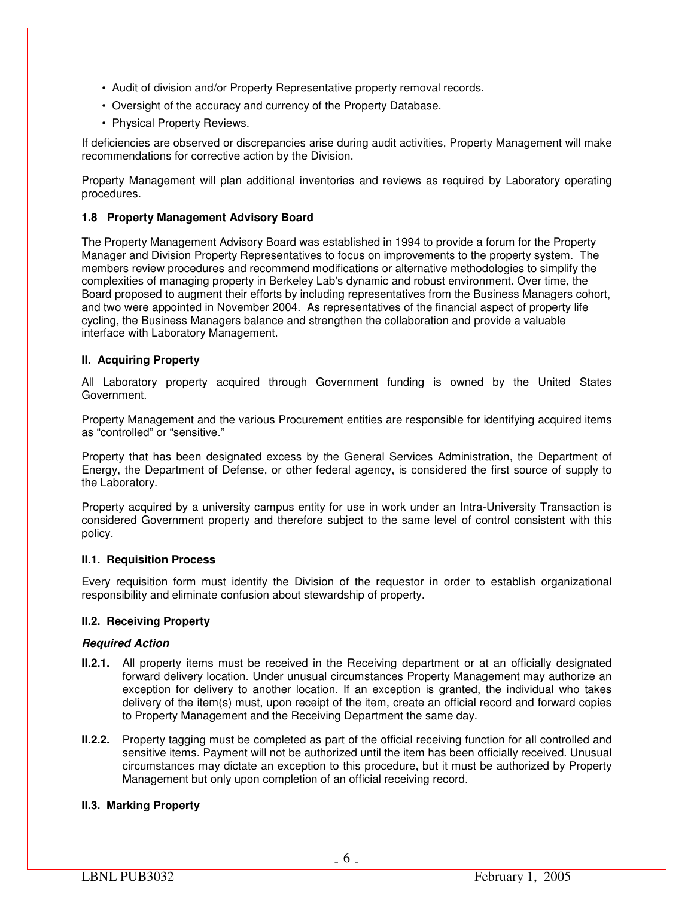- Audit of division and/or Property Representative property removal records.
- Oversight of the accuracy and currency of the Property Database.
- Physical Property Reviews.

If deficiencies are observed or discrepancies arise during audit activities, Property Management will make recommendations for corrective action by the Division.

Property Management will plan additional inventories and reviews as required by Laboratory operating procedures.

### 1.8 Property Management Advisory Board

The Property Management Advisory Board was established in 1994 to provide a forum for the Property Manager and Division Property Representatives to focus on improvements to the property system. The members review procedures and recommend modifications or alternative methodologies to simplify the complexities of managing property in Berkeley Lab's dynamic and robust environment. Over time, the Board proposed to augment their efforts by including representatives from the Business Managers cohort, and two were appointed in November 2004. As representatives of the financial aspect of property life cycling, the Business Managers balance and strengthen the collaboration and provide a valuable interface with Laboratory Management.

## II. Acquiring Property

All Laboratory property acquired through Government funding is owned by the United States Government.

Property Management and the various Procurement entities are responsible for identifying acquired items as "controlled" or "sensitive."

Property that has been designated excess by the General Services Administration, the Department of Energy, the Department of Defense, or other federal agency, is considered the first source of supply to the Laboratory.

Property acquired by a university campus entity for use in work under an Intra-University Transaction is considered Government property and therefore subject to the same level of control consistent with this policy.

### II.1. Requisition Process

Every requisition form must identify the Division of the requestor in order to establish organizational responsibility and eliminate confusion about stewardship of property.

### II.2. Receiving Property

***Required Action***

**II.2.1.** All property items must be received in the Receiving department or at an officially designated forward delivery location. Under unusual circumstances Property Management may authorize an exception for delivery to another location. If an exception is granted, the individual who takes delivery of the item(s) must, upon receipt of the item, create an official record and forward copies to Property Management and the Receiving Department the same day.

**II.2.2.** Property tagging must be completed as part of the official receiving function for all controlled and sensitive items. Payment will not be authorized until the item has been officially received. Unusual circumstances may dictate an exception to this procedure, but it must be authorized by Property Management but only upon completion of an official receiving record.

### II.3. Marking Property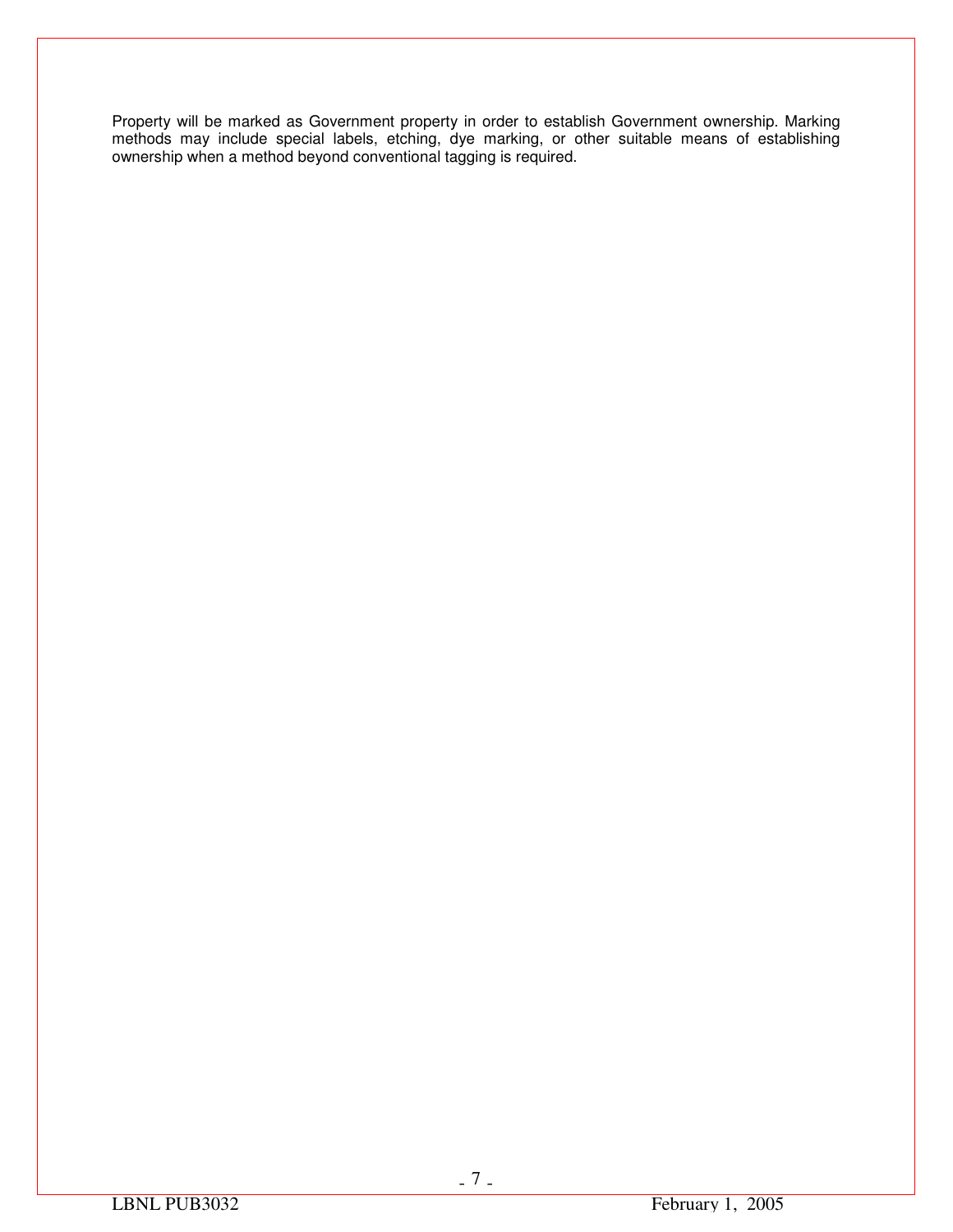Property will be marked as Government property in order to establish Government ownership. Marking methods may include special labels, etching, dye marking, or other suitable means of establishing ownership when a method beyond conventional tagging is required.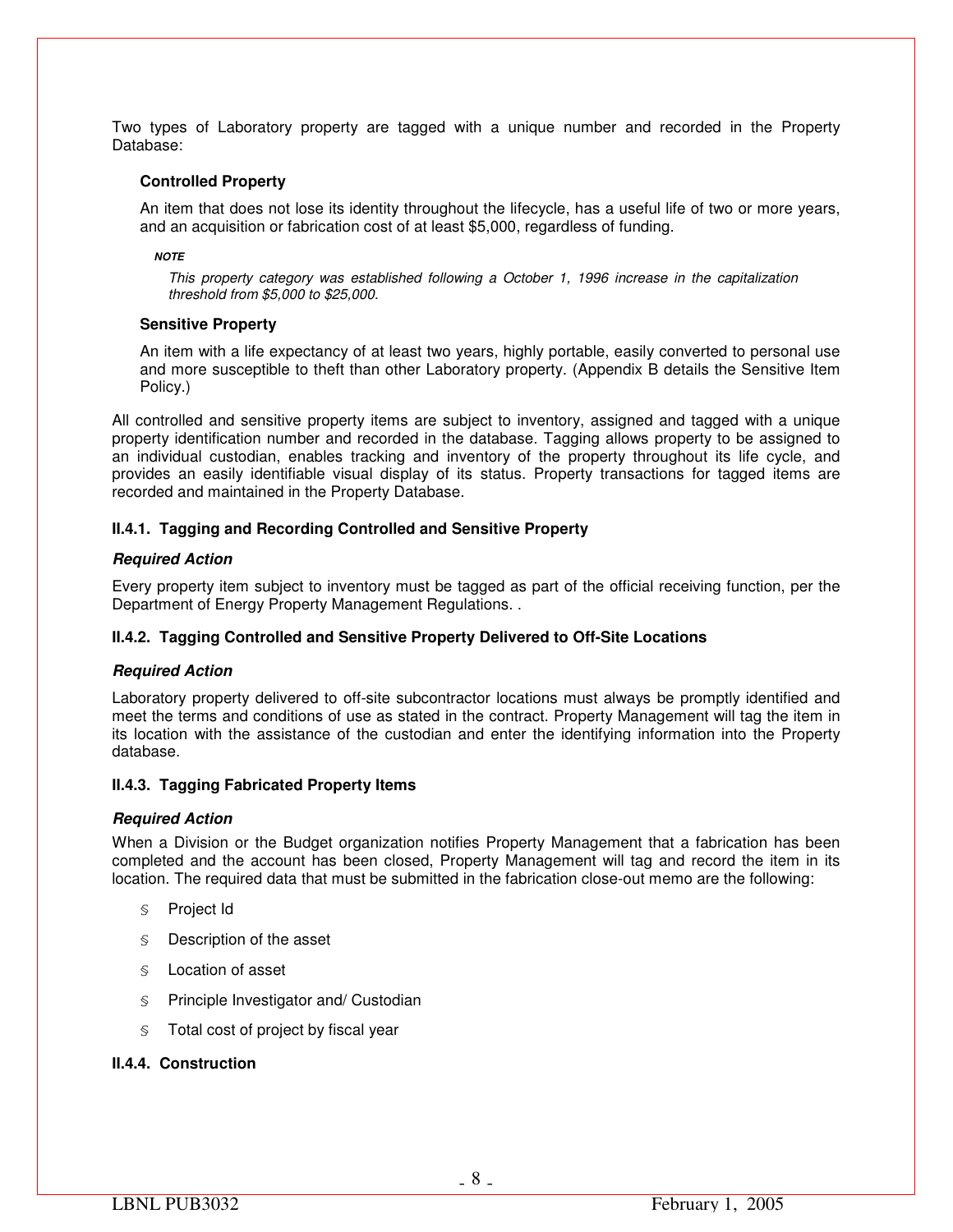Two types of Laboratory property are tagged with a unique number and recorded in the Property Database:

**Controlled Property**

An item that does not lose its identity throughout the lifecycle, has a useful life of two or more years, and an acquisition or fabrication cost of at least $5,000, regardless of funding.

***NOTE***

*This property category was established following a October 1, 1996 increase in the capitalization threshold from $5,000 to $25,000.*

**Sensitive Property**

An item with a life expectancy of at least two years, highly portable, easily converted to personal use and more susceptible to theft than other Laboratory property. (Appendix B details the Sensitive Item Policy.)

All controlled and sensitive property items are subject to inventory, assigned and tagged with a unique property identification number and recorded in the database. Tagging allows property to be assigned to an individual custodian, enables tracking and inventory of the property throughout its life cycle, and provides an easily identifiable visual display of its status. Property transactions for tagged items are recorded and maintained in the Property Database.

### II.4.1. Tagging and Recording Controlled and Sensitive Property

***Required Action***

Every property item subject to inventory must be tagged as part of the official receiving function, per the Department of Energy Property Management Regulations. .

### II.4.2. Tagging Controlled and Sensitive Property Delivered to Off-Site Locations

***Required Action***

Laboratory property delivered to off-site subcontractor locations must always be promptly identified and meet the terms and conditions of use as stated in the contract. Property Management will tag the item in its location with the assistance of the custodian and enter the identifying information into the Property database.

### II.4.3. Tagging Fabricated Property Items

***Required Action***

When a Division or the Budget organization notifies Property Management that a fabrication has been completed and the account has been closed, Property Management will tag and record the item in its location. The required data that must be submitted in the fabrication close-out memo are the following:

- Project Id
- Description of the asset
- Location of asset
- Principle Investigator and/ Custodian
- Total cost of project by fiscal year

### II.4.4. Construction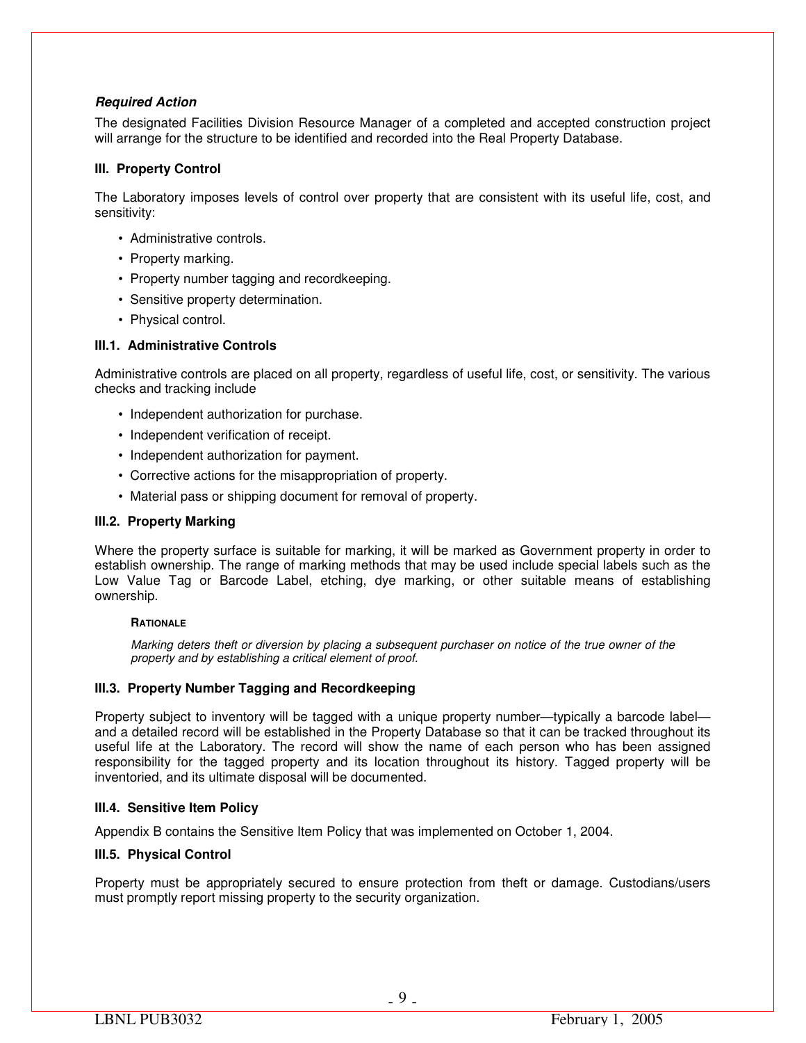***Required Action***

The designated Facilities Division Resource Manager of a completed and accepted construction project will arrange for the structure to be identified and recorded into the Real Property Database.

### III. Property Control

The Laboratory imposes levels of control over property that are consistent with its useful life, cost, and sensitivity:

- Administrative controls.
- Property marking.
- Property number tagging and recordkeeping.
- Sensitive property determination.
- Physical control.

#### III.1. Administrative Controls

Administrative controls are placed on all property, regardless of useful life, cost, or sensitivity. The various checks and tracking include

- Independent authorization for purchase.
- Independent verification of receipt.
- Independent authorization for payment.
- Corrective actions for the misappropriation of property.
- Material pass or shipping document for removal of property.

#### III.2. Property Marking

Where the property surface is suitable for marking, it will be marked as Government property in order to establish ownership. The range of marking methods that may be used include special labels such as the Low Value Tag or Barcode Label, etching, dye marking, or other suitable means of establishing ownership.

> **RATIONALE**
>
> *Marking deters theft or diversion by placing a subsequent purchaser on notice of the true owner of the property and by establishing a critical element of proof.*

#### III.3. Property Number Tagging and Recordkeeping

Property subject to inventory will be tagged with a unique property number—typically a barcode label—and a detailed record will be established in the Property Database so that it can be tracked throughout its useful life at the Laboratory. The record will show the name of each person who has been assigned responsibility for the tagged property and its location throughout its history. Tagged property will be inventoried, and its ultimate disposal will be documented.

#### III.4. Sensitive Item Policy

Appendix B contains the Sensitive Item Policy that was implemented on October 1, 2004.

#### III.5. Physical Control

Property must be appropriately secured to ensure protection from theft or damage. Custodians/users must promptly report missing property to the security organization.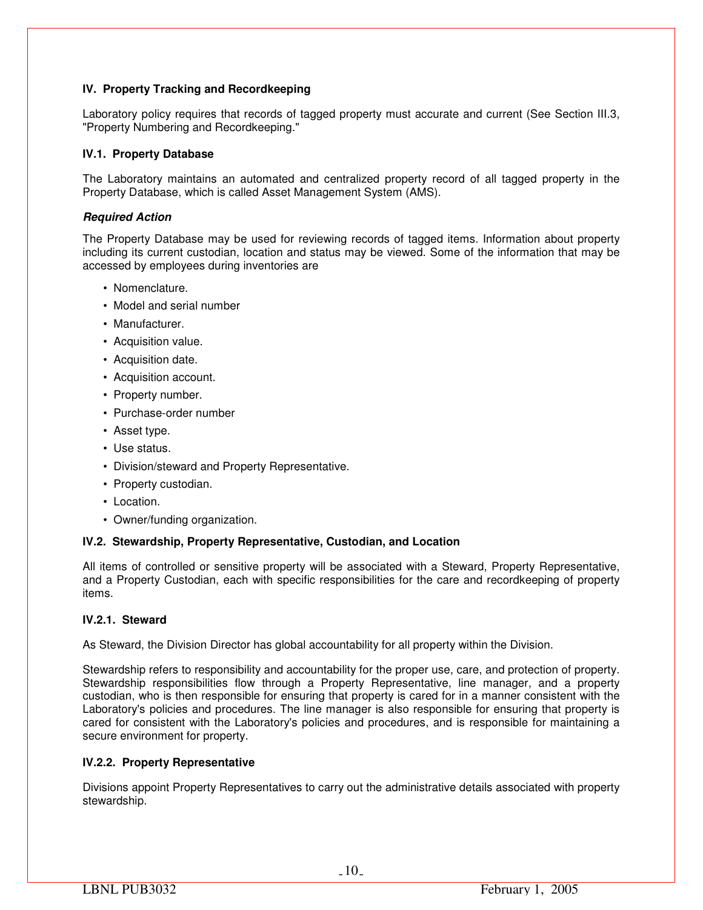## IV. Property Tracking and Recordkeeping

Laboratory policy requires that records of tagged property must accurate and current (See Section III.3, "Property Numbering and Recordkeeping."

### IV.1. Property Database

The Laboratory maintains an automated and centralized property record of all tagged property in the Property Database, which is called Asset Management System (AMS).

***Required Action***

The Property Database may be used for reviewing records of tagged items. Information about property including its current custodian, location and status may be viewed. Some of the information that may be accessed by employees during inventories are

- Nomenclature.
- Model and serial number
- Manufacturer.
- Acquisition value.
- Acquisition date.
- Acquisition account.
- Property number.
- Purchase-order number
- Asset type.
- Use status.
- Division/steward and Property Representative.
- Property custodian.
- Location.
- Owner/funding organization.

### IV.2. Stewardship, Property Representative, Custodian, and Location

All items of controlled or sensitive property will be associated with a Steward, Property Representative, and a Property Custodian, each with specific responsibilities for the care and recordkeeping of property items.

#### IV.2.1. Steward

As Steward, the Division Director has global accountability for all property within the Division.

Stewardship refers to responsibility and accountability for the proper use, care, and protection of property. Stewardship responsibilities flow through a Property Representative, line manager, and a property custodian, who is then responsible for ensuring that property is cared for in a manner consistent with the Laboratory's policies and procedures. The line manager is also responsible for ensuring that property is cared for consistent with the Laboratory's policies and procedures, and is responsible for maintaining a secure environment for property.

#### IV.2.2. Property Representative

Divisions appoint Property Representatives to carry out the administrative details associated with property stewardship.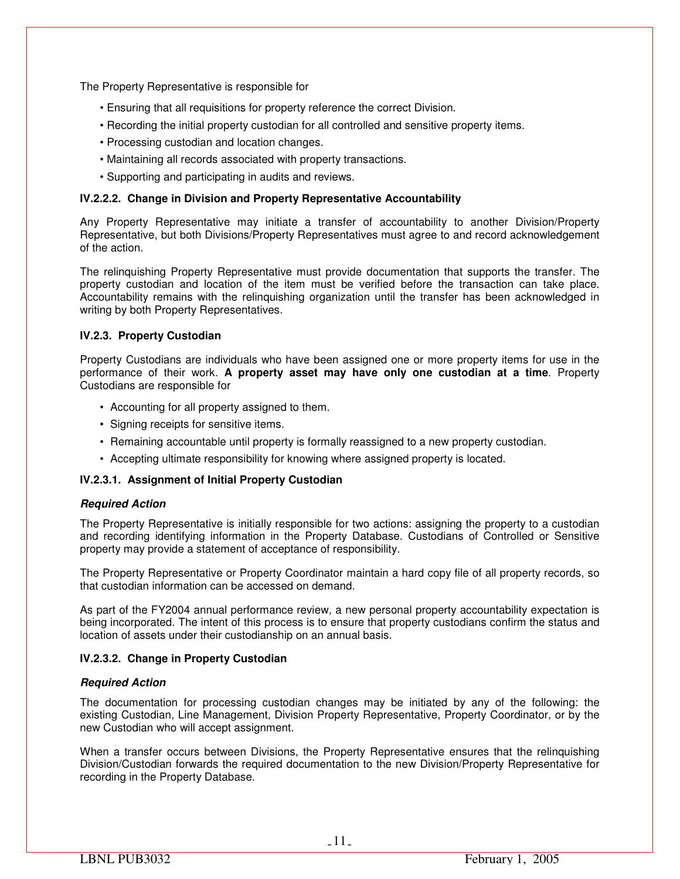The Property Representative is responsible for

- Ensuring that all requisitions for property reference the correct Division.
- Recording the initial property custodian for all controlled and sensitive property items.
- Processing custodian and location changes.
- Maintaining all records associated with property transactions.
- Supporting and participating in audits and reviews.

#### IV.2.2.2. Change in Division and Property Representative Accountability

Any Property Representative may initiate a transfer of accountability to another Division/Property Representative, but both Divisions/Property Representatives must agree to and record acknowledgement of the action.

The relinquishing Property Representative must provide documentation that supports the transfer. The property custodian and location of the item must be verified before the transaction can take place. Accountability remains with the relinquishing organization until the transfer has been acknowledged in writing by both Property Representatives.

### IV.2.3. Property Custodian

Property Custodians are individuals who have been assigned one or more property items for use in the performance of their work. **A property asset may have only one custodian at a time**. Property Custodians are responsible for

- Accounting for all property assigned to them.
- Signing receipts for sensitive items.
- Remaining accountable until property is formally reassigned to a new property custodian.
- Accepting ultimate responsibility for knowing where assigned property is located.

#### IV.2.3.1. Assignment of Initial Property Custodian

***Required Action***

The Property Representative is initially responsible for two actions: assigning the property to a custodian and recording identifying information in the Property Database. Custodians of Controlled or Sensitive property may provide a statement of acceptance of responsibility.

The Property Representative or Property Coordinator maintain a hard copy file of all property records, so that custodian information can be accessed on demand.

As part of the FY2004 annual performance review, a new personal property accountability expectation is being incorporated. The intent of this process is to ensure that property custodians confirm the status and location of assets under their custodianship on an annual basis.

#### IV.2.3.2. Change in Property Custodian

***Required Action***

The documentation for processing custodian changes may be initiated by any of the following: the existing Custodian, Line Management, Division Property Representative, Property Coordinator, or by the new Custodian who will accept assignment.

When a transfer occurs between Divisions, the Property Representative ensures that the relinquishing Division/Custodian forwards the required documentation to the new Division/Property Representative for recording in the Property Database.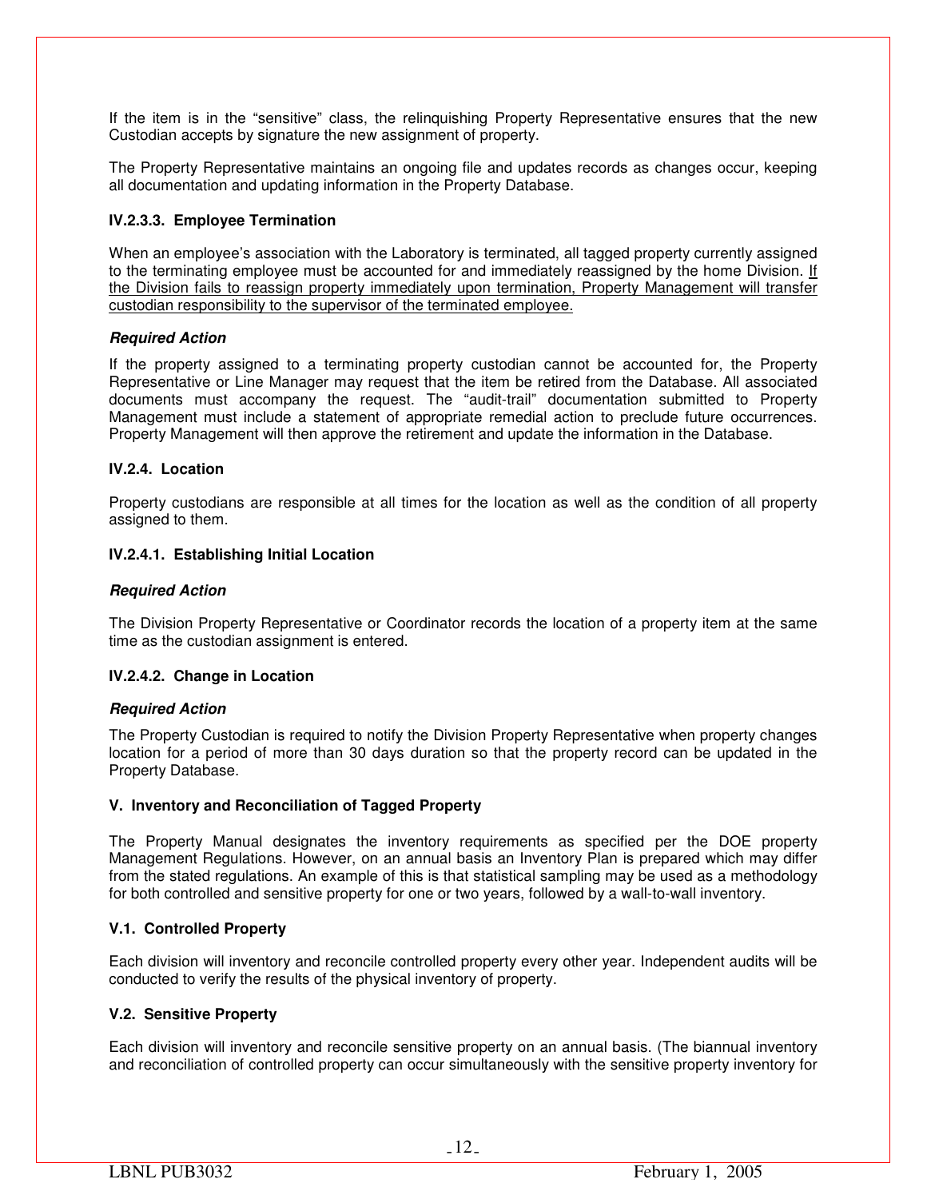If the item is in the "sensitive" class, the relinquishing Property Representative ensures that the new Custodian accepts by signature the new assignment of property.

The Property Representative maintains an ongoing file and updates records as changes occur, keeping all documentation and updating information in the Property Database.

#### IV.2.3.3. Employee Termination

When an employee's association with the Laboratory is terminated, all tagged property currently assigned to the terminating employee must be accounted for and immediately reassigned by the home Division. <u>If the Division fails to reassign property immediately upon termination, Property Management will transfer custodian responsibility to the supervisor of the terminated employee.</u>

***Required Action***

If the property assigned to a terminating property custodian cannot be accounted for, the Property Representative or Line Manager may request that the item be retired from the Database. All associated documents must accompany the request. The "audit-trail" documentation submitted to Property Management must include a statement of appropriate remedial action to preclude future occurrences. Property Management will then approve the retirement and update the information in the Database.

### IV.2.4. Location

Property custodians are responsible at all times for the location as well as the condition of all property assigned to them.

#### IV.2.4.1. Establishing Initial Location

***Required Action***

The Division Property Representative or Coordinator records the location of a property item at the same time as the custodian assignment is entered.

#### IV.2.4.2. Change in Location

***Required Action***

The Property Custodian is required to notify the Division Property Representative when property changes location for a period of more than 30 days duration so that the property record can be updated in the Property Database.

## V. Inventory and Reconciliation of Tagged Property

The Property Manual designates the inventory requirements as specified per the DOE property Management Regulations. However, on an annual basis an Inventory Plan is prepared which may differ from the stated regulations. An example of this is that statistical sampling may be used as a methodology for both controlled and sensitive property for one or two years, followed by a wall-to-wall inventory.

### V.1. Controlled Property

Each division will inventory and reconcile controlled property every other year. Independent audits will be conducted to verify the results of the physical inventory of property.

### V.2. Sensitive Property

Each division will inventory and reconcile sensitive property on an annual basis. (The biannual inventory and reconciliation of controlled property can occur simultaneously with the sensitive property inventory for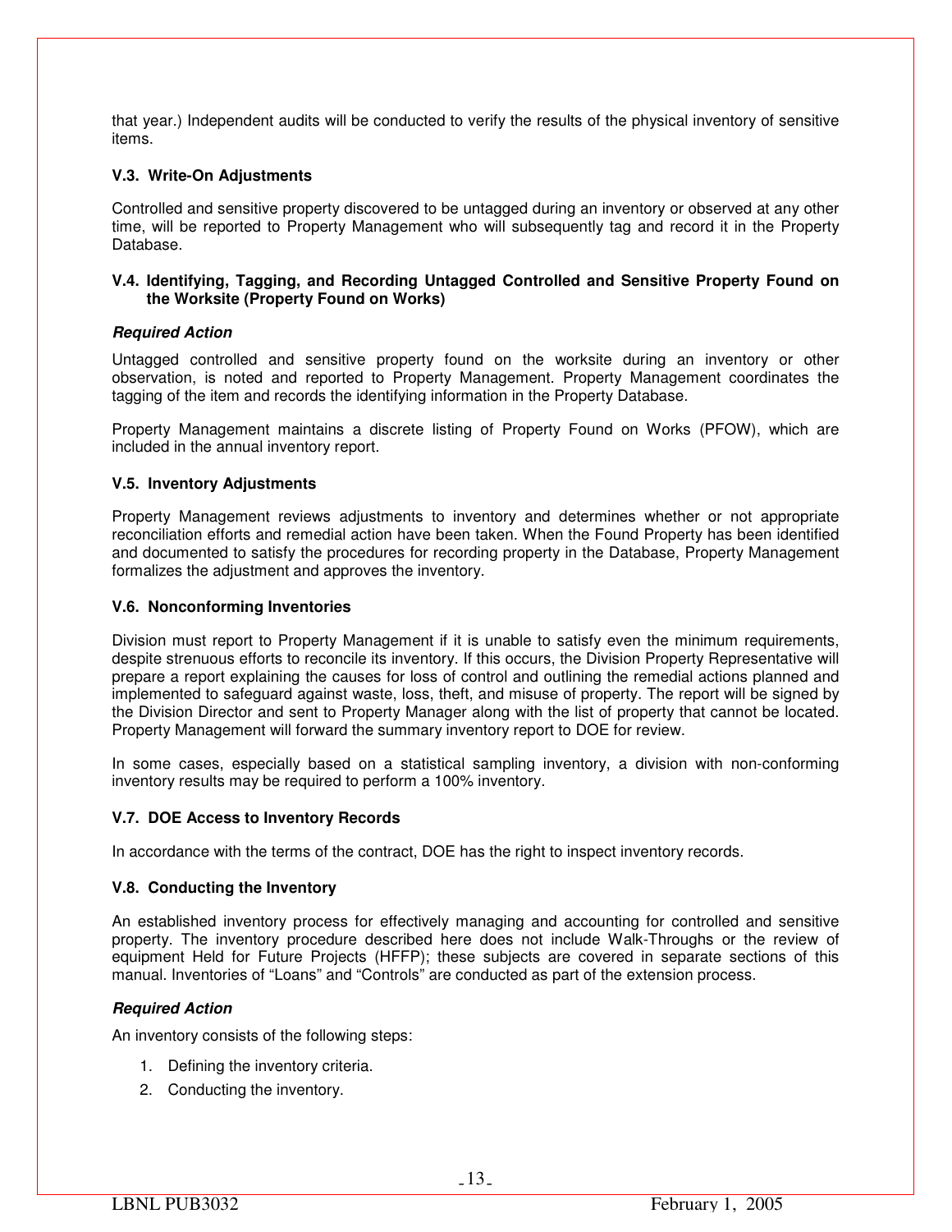that year.) Independent audits will be conducted to verify the results of the physical inventory of sensitive items.

### V.3. Write-On Adjustments

Controlled and sensitive property discovered to be untagged during an inventory or observed at any other time, will be reported to Property Management who will subsequently tag and record it in the Property Database.

### V.4. Identifying, Tagging, and Recording Untagged Controlled and Sensitive Property Found on the Worksite (Property Found on Works)

***Required Action***

Untagged controlled and sensitive property found on the worksite during an inventory or other observation, is noted and reported to Property Management. Property Management coordinates the tagging of the item and records the identifying information in the Property Database.

Property Management maintains a discrete listing of Property Found on Works (PFOW), which are included in the annual inventory report.

### V.5. Inventory Adjustments

Property Management reviews adjustments to inventory and determines whether or not appropriate reconciliation efforts and remedial action have been taken. When the Found Property has been identified and documented to satisfy the procedures for recording property in the Database, Property Management formalizes the adjustment and approves the inventory.

### V.6. Nonconforming Inventories

Division must report to Property Management if it is unable to satisfy even the minimum requirements, despite strenuous efforts to reconcile its inventory. If this occurs, the Division Property Representative will prepare a report explaining the causes for loss of control and outlining the remedial actions planned and implemented to safeguard against waste, loss, theft, and misuse of property. The report will be signed by the Division Director and sent to Property Manager along with the list of property that cannot be located. Property Management will forward the summary inventory report to DOE for review.

In some cases, especially based on a statistical sampling inventory, a division with non-conforming inventory results may be required to perform a 100% inventory.

### V.7. DOE Access to Inventory Records

In accordance with the terms of the contract, DOE has the right to inspect inventory records.

### V.8. Conducting the Inventory

An established inventory process for effectively managing and accounting for controlled and sensitive property. The inventory procedure described here does not include Walk-Throughs or the review of equipment Held for Future Projects (HFFP); these subjects are covered in separate sections of this manual. Inventories of "Loans" and "Controls" are conducted as part of the extension process.

***Required Action***

An inventory consists of the following steps:

1. Defining the inventory criteria.
2. Conducting the inventory.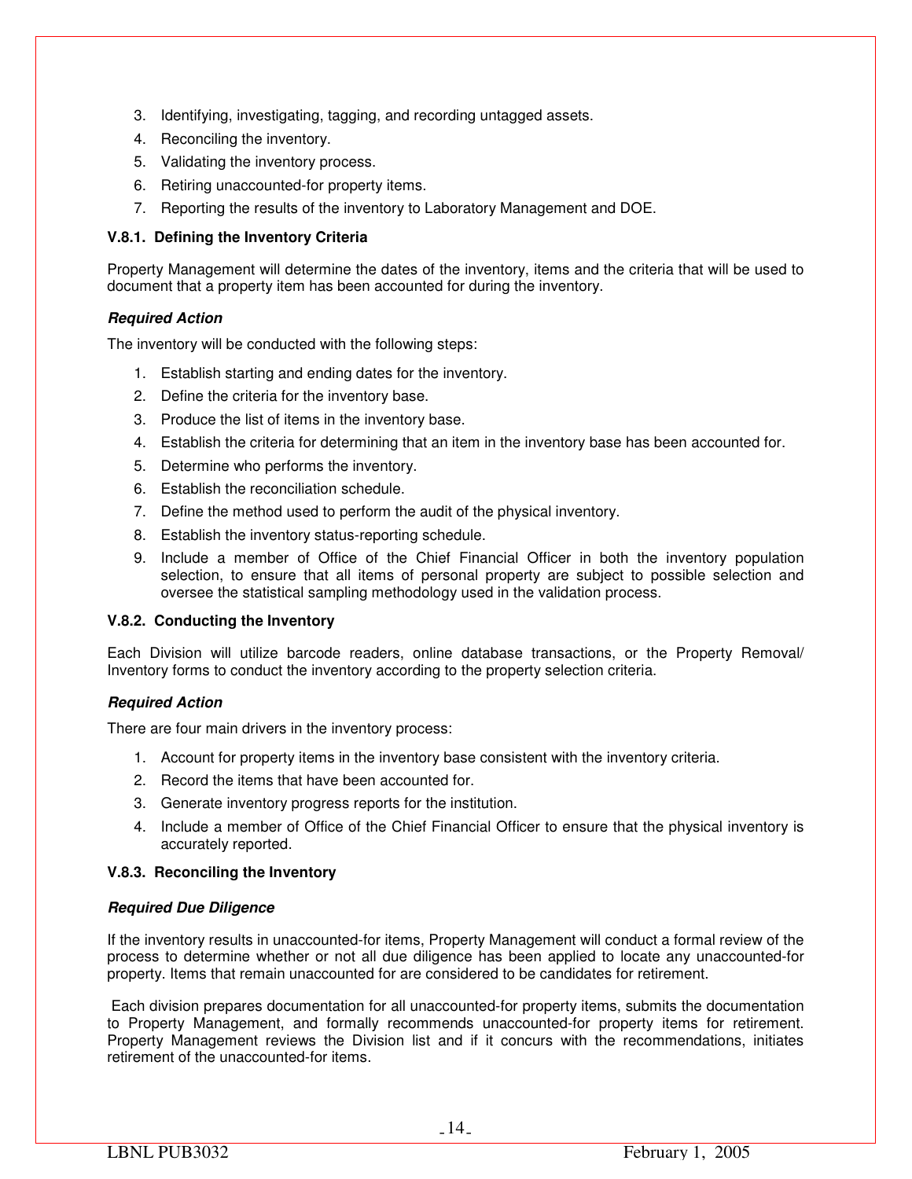3. Identifying, investigating, tagging, and recording untagged assets.
4. Reconciling the inventory.
5. Validating the inventory process.
6. Retiring unaccounted-for property items.
7. Reporting the results of the inventory to Laboratory Management and DOE.

### V.8.1. Defining the Inventory Criteria

Property Management will determine the dates of the inventory, items and the criteria that will be used to document that a property item has been accounted for during the inventory.

***Required Action***

The inventory will be conducted with the following steps:

1. Establish starting and ending dates for the inventory.
2. Define the criteria for the inventory base.
3. Produce the list of items in the inventory base.
4. Establish the criteria for determining that an item in the inventory base has been accounted for.
5. Determine who performs the inventory.
6. Establish the reconciliation schedule.
7. Define the method used to perform the audit of the physical inventory.
8. Establish the inventory status-reporting schedule.
9. Include a member of Office of the Chief Financial Officer in both the inventory population selection, to ensure that all items of personal property are subject to possible selection and oversee the statistical sampling methodology used in the validation process.

### V.8.2. Conducting the Inventory

Each Division will utilize barcode readers, online database transactions, or the Property Removal/ Inventory forms to conduct the inventory according to the property selection criteria.

***Required Action***

There are four main drivers in the inventory process:

1. Account for property items in the inventory base consistent with the inventory criteria.
2. Record the items that have been accounted for.
3. Generate inventory progress reports for the institution.
4. Include a member of Office of the Chief Financial Officer to ensure that the physical inventory is accurately reported.

### V.8.3. Reconciling the Inventory

***Required Due Diligence***

If the inventory results in unaccounted-for items, Property Management will conduct a formal review of the process to determine whether or not all due diligence has been applied to locate any unaccounted-for property. Items that remain unaccounted for are considered to be candidates for retirement.

Each division prepares documentation for all unaccounted-for property items, submits the documentation to Property Management, and formally recommends unaccounted-for property items for retirement. Property Management reviews the Division list and if it concurs with the recommendations, initiates retirement of the unaccounted-for items.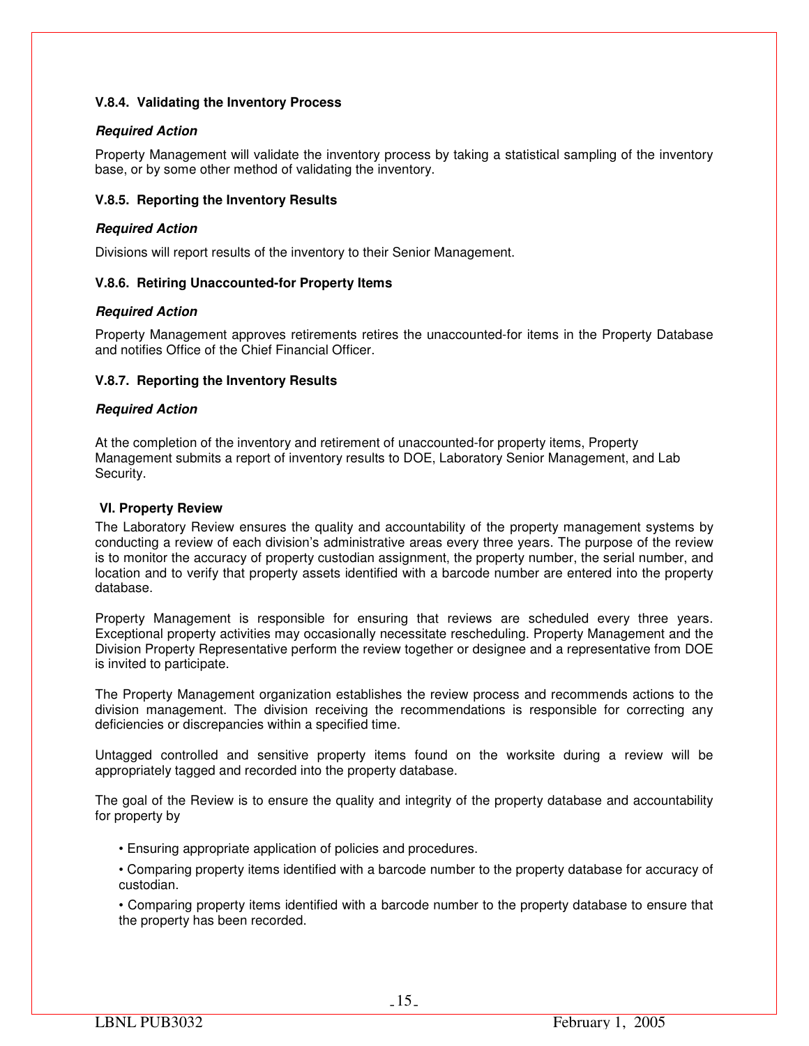### V.8.4. Validating the Inventory Process

***Required Action***

Property Management will validate the inventory process by taking a statistical sampling of the inventory base, or by some other method of validating the inventory.

### V.8.5. Reporting the Inventory Results

***Required Action***

Divisions will report results of the inventory to their Senior Management.

### V.8.6. Retiring Unaccounted-for Property Items

***Required Action***

Property Management approves retirements retires the unaccounted-for items in the Property Database and notifies Office of the Chief Financial Officer.

### V.8.7. Reporting the Inventory Results

***Required Action***

At the completion of the inventory and retirement of unaccounted-for property items, Property Management submits a report of inventory results to DOE, Laboratory Senior Management, and Lab Security.

## VI. Property Review

The Laboratory Review ensures the quality and accountability of the property management systems by conducting a review of each division's administrative areas every three years. The purpose of the review is to monitor the accuracy of property custodian assignment, the property number, the serial number, and location and to verify that property assets identified with a barcode number are entered into the property database.

Property Management is responsible for ensuring that reviews are scheduled every three years. Exceptional property activities may occasionally necessitate rescheduling. Property Management and the Division Property Representative perform the review together or designee and a representative from DOE is invited to participate.

The Property Management organization establishes the review process and recommends actions to the division management. The division receiving the recommendations is responsible for correcting any deficiencies or discrepancies within a specified time.

Untagged controlled and sensitive property items found on the worksite during a review will be appropriately tagged and recorded into the property database.

The goal of the Review is to ensure the quality and integrity of the property database and accountability for property by

- Ensuring appropriate application of policies and procedures.
- Comparing property items identified with a barcode number to the property database for accuracy of custodian.
- Comparing property items identified with a barcode number to the property database to ensure that the property has been recorded.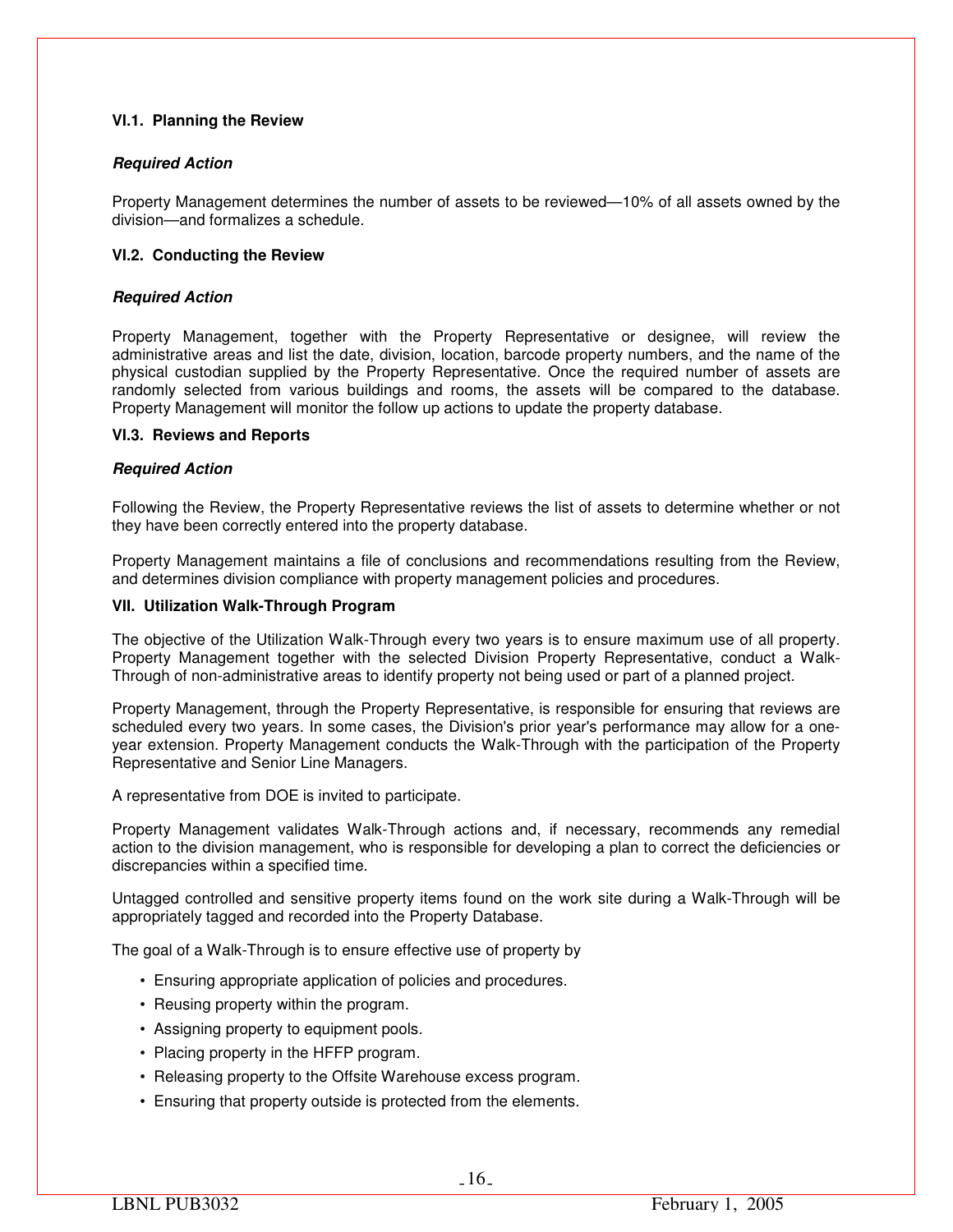### VI.1. Planning the Review

***Required Action***

Property Management determines the number of assets to be reviewed—10% of all assets owned by the division—and formalizes a schedule.

### VI.2. Conducting the Review

***Required Action***

Property Management, together with the Property Representative or designee, will review the administrative areas and list the date, division, location, barcode property numbers, and the name of the physical custodian supplied by the Property Representative. Once the required number of assets are randomly selected from various buildings and rooms, the assets will be compared to the database. Property Management will monitor the follow up actions to update the property database.

### VI.3. Reviews and Reports

***Required Action***

Following the Review, the Property Representative reviews the list of assets to determine whether or not they have been correctly entered into the property database.

Property Management maintains a file of conclusions and recommendations resulting from the Review, and determines division compliance with property management policies and procedures.

## VII. Utilization Walk-Through Program

The objective of the Utilization Walk-Through every two years is to ensure maximum use of all property. Property Management together with the selected Division Property Representative, conduct a Walk-Through of non-administrative areas to identify property not being used or part of a planned project.

Property Management, through the Property Representative, is responsible for ensuring that reviews are scheduled every two years. In some cases, the Division's prior year's performance may allow for a one-year extension. Property Management conducts the Walk-Through with the participation of the Property Representative and Senior Line Managers.

A representative from DOE is invited to participate.

Property Management validates Walk-Through actions and, if necessary, recommends any remedial action to the division management, who is responsible for developing a plan to correct the deficiencies or discrepancies within a specified time.

Untagged controlled and sensitive property items found on the work site during a Walk-Through will be appropriately tagged and recorded into the Property Database.

The goal of a Walk-Through is to ensure effective use of property by

- Ensuring appropriate application of policies and procedures.
- Reusing property within the program.
- Assigning property to equipment pools.
- Placing property in the HFFP program.
- Releasing property to the Offsite Warehouse excess program.
- Ensuring that property outside is protected from the elements.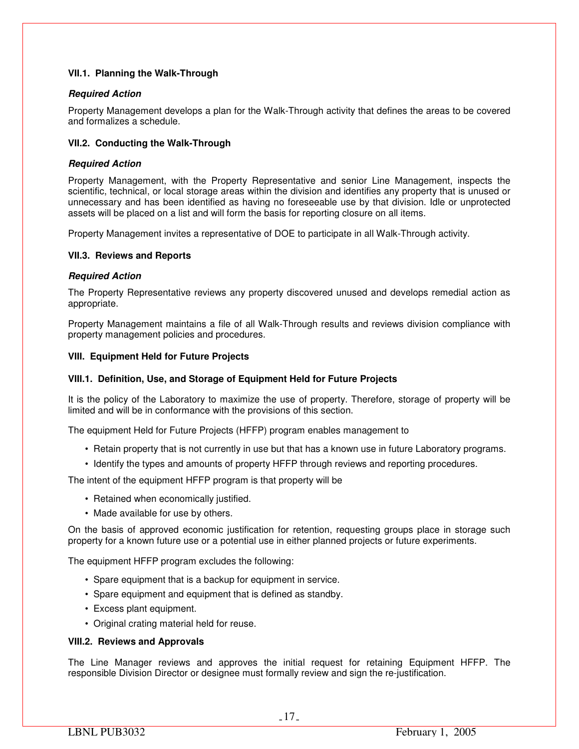### VII.1. Planning the Walk-Through

***Required Action***

Property Management develops a plan for the Walk-Through activity that defines the areas to be covered and formalizes a schedule.

### VII.2. Conducting the Walk-Through

***Required Action***

Property Management, with the Property Representative and senior Line Management, inspects the scientific, technical, or local storage areas within the division and identifies any property that is unused or unnecessary and has been identified as having no foreseeable use by that division. Idle or unprotected assets will be placed on a list and will form the basis for reporting closure on all items.

Property Management invites a representative of DOE to participate in all Walk-Through activity.

### VII.3. Reviews and Reports

***Required Action***

The Property Representative reviews any property discovered unused and develops remedial action as appropriate.

Property Management maintains a file of all Walk-Through results and reviews division compliance with property management policies and procedures.

## VIII. Equipment Held for Future Projects

### VIII.1. Definition, Use, and Storage of Equipment Held for Future Projects

It is the policy of the Laboratory to maximize the use of property. Therefore, storage of property will be limited and will be in conformance with the provisions of this section.

The equipment Held for Future Projects (HFFP) program enables management to

- Retain property that is not currently in use but that has a known use in future Laboratory programs.
- Identify the types and amounts of property HFFP through reviews and reporting procedures.

The intent of the equipment HFFP program is that property will be

- Retained when economically justified.
- Made available for use by others.

On the basis of approved economic justification for retention, requesting groups place in storage such property for a known future use or a potential use in either planned projects or future experiments.

The equipment HFFP program excludes the following:

- Spare equipment that is a backup for equipment in service.
- Spare equipment and equipment that is defined as standby.
- Excess plant equipment.
- Original crating material held for reuse.

### VIII.2. Reviews and Approvals

The Line Manager reviews and approves the initial request for retaining Equipment HFFP. The responsible Division Director or designee must formally review and sign the re-justification.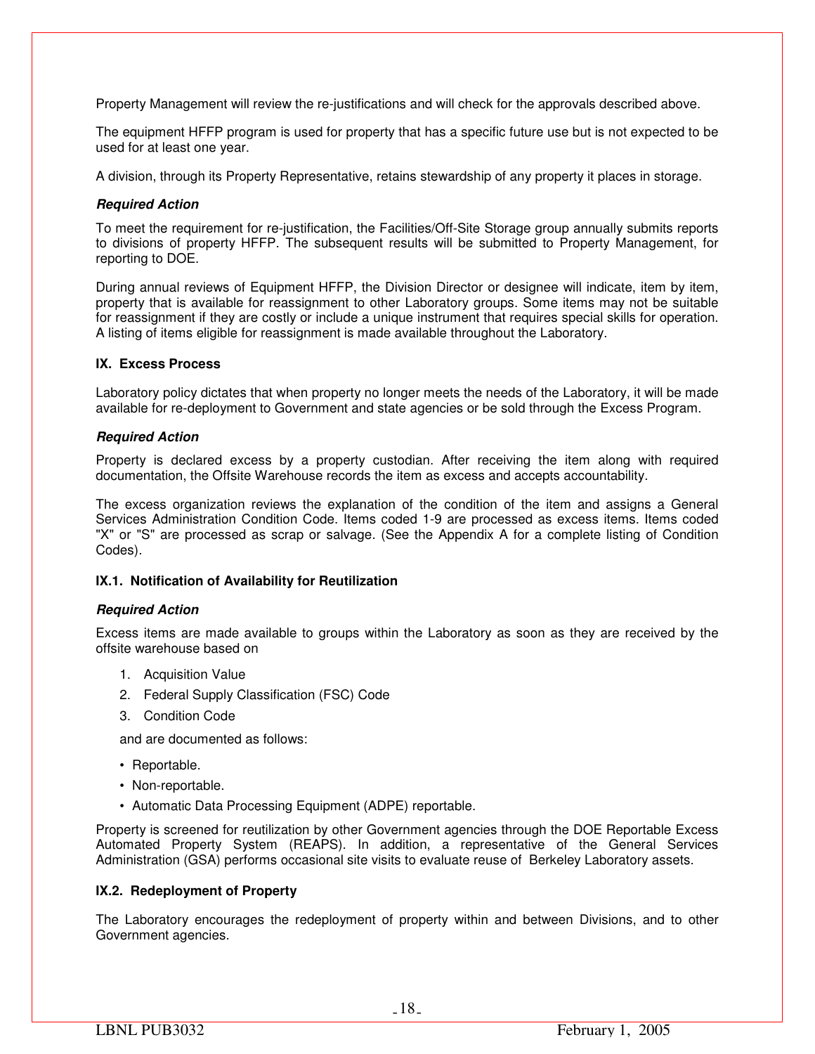Property Management will review the re-justifications and will check for the approvals described above.

The equipment HFFP program is used for property that has a specific future use but is not expected to be used for at least one year.

A division, through its Property Representative, retains stewardship of any property it places in storage.

***Required Action***

To meet the requirement for re-justification, the Facilities/Off-Site Storage group annually submits reports to divisions of property HFFP. The subsequent results will be submitted to Property Management, for reporting to DOE.

During annual reviews of Equipment HFFP, the Division Director or designee will indicate, item by item, property that is available for reassignment to other Laboratory groups. Some items may not be suitable for reassignment if they are costly or include a unique instrument that requires special skills for operation. A listing of items eligible for reassignment is made available throughout the Laboratory.

### IX. Excess Process

Laboratory policy dictates that when property no longer meets the needs of the Laboratory, it will be made available for re-deployment to Government and state agencies or be sold through the Excess Program.

***Required Action***

Property is declared excess by a property custodian. After receiving the item along with required documentation, the Offsite Warehouse records the item as excess and accepts accountability.

The excess organization reviews the explanation of the condition of the item and assigns a General Services Administration Condition Code. Items coded 1-9 are processed as excess items. Items coded "X" or "S" are processed as scrap or salvage. (See the Appendix A for a complete listing of Condition Codes).

#### IX.1. Notification of Availability for Reutilization

***Required Action***

Excess items are made available to groups within the Laboratory as soon as they are received by the offsite warehouse based on

1. Acquisition Value
2. Federal Supply Classification (FSC) Code
3. Condition Code

and are documented as follows:

- Reportable.
- Non-reportable.
- Automatic Data Processing Equipment (ADPE) reportable.

Property is screened for reutilization by other Government agencies through the DOE Reportable Excess Automated Property System (REAPS). In addition, a representative of the General Services Administration (GSA) performs occasional site visits to evaluate reuse of Berkeley Laboratory assets.

#### IX.2. Redeployment of Property

The Laboratory encourages the redeployment of property within and between Divisions, and to other Government agencies.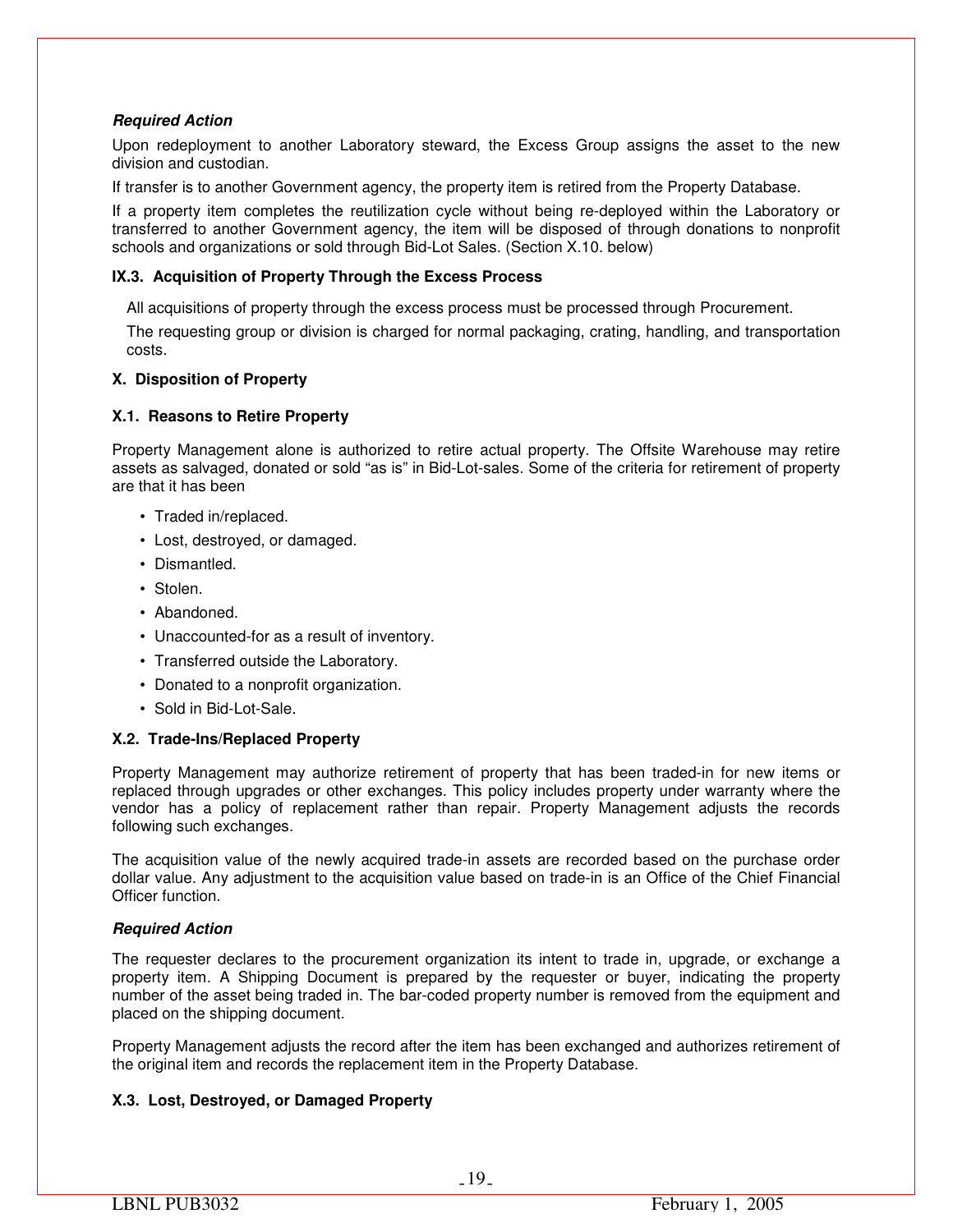***Required Action***

Upon redeployment to another Laboratory steward, the Excess Group assigns the asset to the new division and custodian.

If transfer is to another Government agency, the property item is retired from the Property Database.

If a property item completes the reutilization cycle without being re-deployed within the Laboratory or transferred to another Government agency, the item will be disposed of through donations to nonprofit schools and organizations or sold through Bid-Lot Sales. (Section X.10. below)

**IX.3. Acquisition of Property Through the Excess Process**

All acquisitions of property through the excess process must be processed through Procurement.

The requesting group or division is charged for normal packaging, crating, handling, and transportation costs.

**X. Disposition of Property**

**X.1. Reasons to Retire Property**

Property Management alone is authorized to retire actual property. The Offsite Warehouse may retire assets as salvaged, donated or sold “as is” in Bid-Lot-sales. Some of the criteria for retirement of property are that it has been

- Traded in/replaced.
- Lost, destroyed, or damaged.
- Dismantled.
- Stolen.
- Abandoned.
- Unaccounted-for as a result of inventory.
- Transferred outside the Laboratory.
- Donated to a nonprofit organization.
- Sold in Bid-Lot-Sale.

**X.2. Trade-Ins/Replaced Property**

Property Management may authorize retirement of property that has been traded-in for new items or replaced through upgrades or other exchanges. This policy includes property under warranty where the vendor has a policy of replacement rather than repair. Property Management adjusts the records following such exchanges.

The acquisition value of the newly acquired trade-in assets are recorded based on the purchase order dollar value. Any adjustment to the acquisition value based on trade-in is an Office of the Chief Financial Officer function.

***Required Action***

The requester declares to the procurement organization its intent to trade in, upgrade, or exchange a property item. A Shipping Document is prepared by the requester or buyer, indicating the property number of the asset being traded in. The bar-coded property number is removed from the equipment and placed on the shipping document.

Property Management adjusts the record after the item has been exchanged and authorizes retirement of the original item and records the replacement item in the Property Database.

**X.3. Lost, Destroyed, or Damaged Property**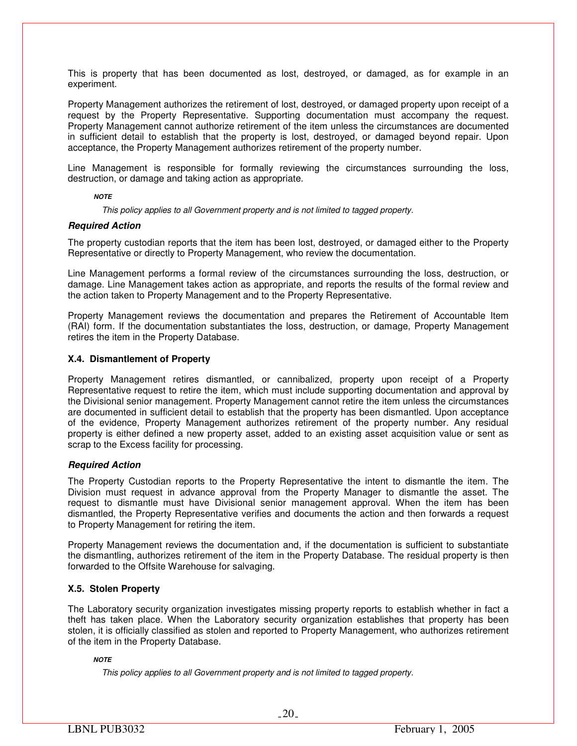This is property that has been documented as lost, destroyed, or damaged, as for example in an experiment.

Property Management authorizes the retirement of lost, destroyed, or damaged property upon receipt of a request by the Property Representative. Supporting documentation must accompany the request. Property Management cannot authorize retirement of the item unless the circumstances are documented in sufficient detail to establish that the property is lost, destroyed, or damaged beyond repair. Upon acceptance, the Property Management authorizes retirement of the property number.

Line Management is responsible for formally reviewing the circumstances surrounding the loss, destruction, or damage and taking action as appropriate.

***NOTE***

*This policy applies to all Government property and is not limited to tagged property.*

***Required Action***

The property custodian reports that the item has been lost, destroyed, or damaged either to the Property Representative or directly to Property Management, who review the documentation.

Line Management performs a formal review of the circumstances surrounding the loss, destruction, or damage. Line Management takes action as appropriate, and reports the results of the formal review and the action taken to Property Management and to the Property Representative.

Property Management reviews the documentation and prepares the Retirement of Accountable Item (RAI) form. If the documentation substantiates the loss, destruction, or damage, Property Management retires the item in the Property Database.

### X.4. Dismantlement of Property

Property Management retires dismantled, or cannibalized, property upon receipt of a Property Representative request to retire the item, which must include supporting documentation and approval by the Divisional senior management. Property Management cannot retire the item unless the circumstances are documented in sufficient detail to establish that the property has been dismantled. Upon acceptance of the evidence, Property Management authorizes retirement of the property number. Any residual property is either defined a new property asset, added to an existing asset acquisition value or sent as scrap to the Excess facility for processing.

***Required Action***

The Property Custodian reports to the Property Representative the intent to dismantle the item. The Division must request in advance approval from the Property Manager to dismantle the asset. The request to dismantle must have Divisional senior management approval. When the item has been dismantled, the Property Representative verifies and documents the action and then forwards a request to Property Management for retiring the item.

Property Management reviews the documentation and, if the documentation is sufficient to substantiate the dismantling, authorizes retirement of the item in the Property Database. The residual property is then forwarded to the Offsite Warehouse for salvaging.

### X.5. Stolen Property

The Laboratory security organization investigates missing property reports to establish whether in fact a theft has taken place. When the Laboratory security organization establishes that property has been stolen, it is officially classified as stolen and reported to Property Management, who authorizes retirement of the item in the Property Database.

***NOTE***

*This policy applies to all Government property and is not limited to tagged property.*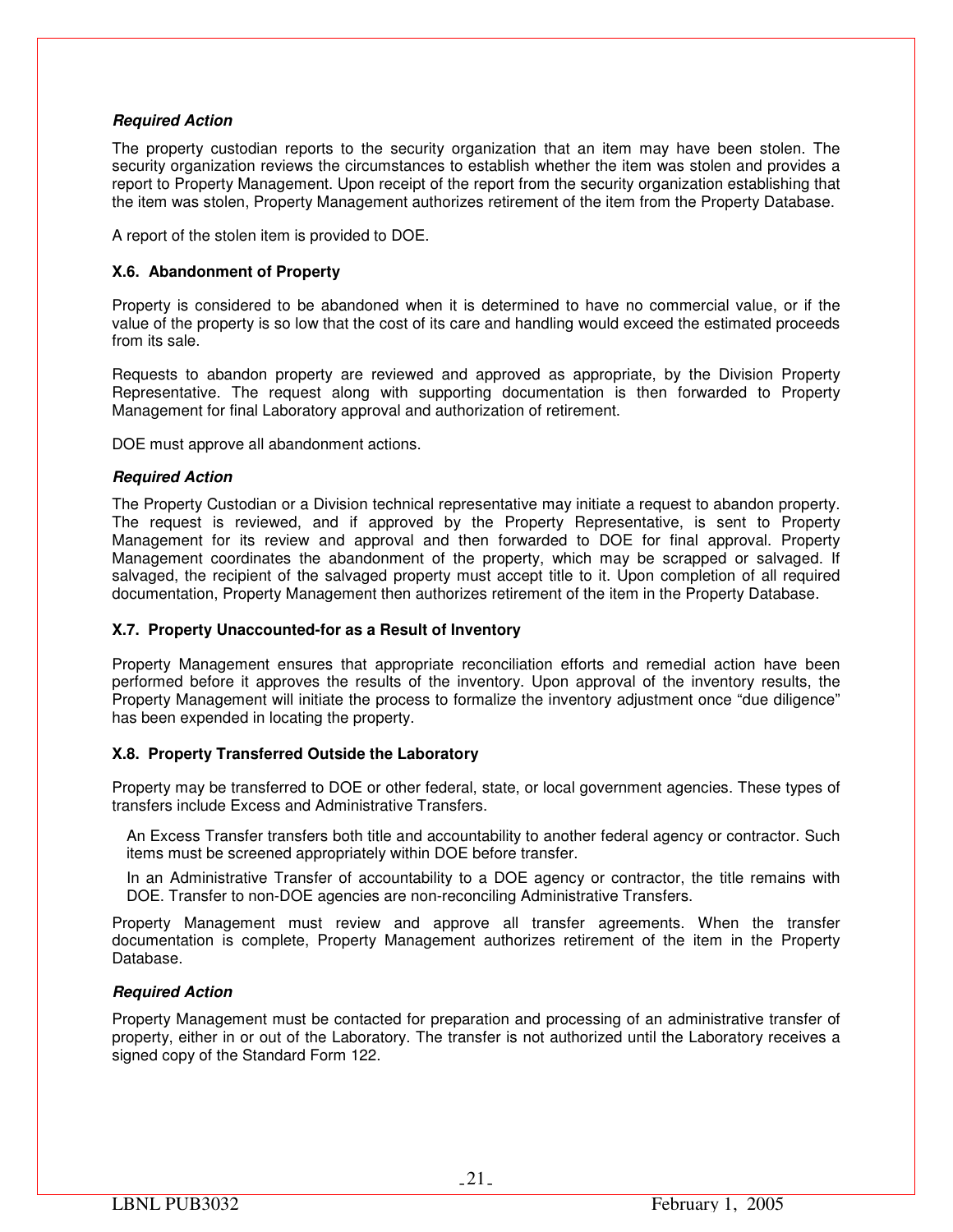***Required Action***

The property custodian reports to the security organization that an item may have been stolen. The security organization reviews the circumstances to establish whether the item was stolen and provides a report to Property Management. Upon receipt of the report from the security organization establishing that the item was stolen, Property Management authorizes retirement of the item from the Property Database.

A report of the stolen item is provided to DOE.

### X.6. Abandonment of Property

Property is considered to be abandoned when it is determined to have no commercial value, or if the value of the property is so low that the cost of its care and handling would exceed the estimated proceeds from its sale.

Requests to abandon property are reviewed and approved as appropriate, by the Division Property Representative. The request along with supporting documentation is then forwarded to Property Management for final Laboratory approval and authorization of retirement.

DOE must approve all abandonment actions.

***Required Action***

The Property Custodian or a Division technical representative may initiate a request to abandon property. The request is reviewed, and if approved by the Property Representative, is sent to Property Management for its review and approval and then forwarded to DOE for final approval. Property Management coordinates the abandonment of the property, which may be scrapped or salvaged. If salvaged, the recipient of the salvaged property must accept title to it. Upon completion of all required documentation, Property Management then authorizes retirement of the item in the Property Database.

### X.7. Property Unaccounted-for as a Result of Inventory

Property Management ensures that appropriate reconciliation efforts and remedial action have been performed before it approves the results of the inventory. Upon approval of the inventory results, the Property Management will initiate the process to formalize the inventory adjustment once "due diligence" has been expended in locating the property.

### X.8. Property Transferred Outside the Laboratory

Property may be transferred to DOE or other federal, state, or local government agencies. These types of transfers include Excess and Administrative Transfers.

An Excess Transfer transfers both title and accountability to another federal agency or contractor. Such items must be screened appropriately within DOE before transfer.

In an Administrative Transfer of accountability to a DOE agency or contractor, the title remains with DOE. Transfer to non-DOE agencies are non-reconciling Administrative Transfers.

Property Management must review and approve all transfer agreements. When the transfer documentation is complete, Property Management authorizes retirement of the item in the Property Database.

***Required Action***

Property Management must be contacted for preparation and processing of an administrative transfer of property, either in or out of the Laboratory. The transfer is not authorized until the Laboratory receives a signed copy of the Standard Form 122.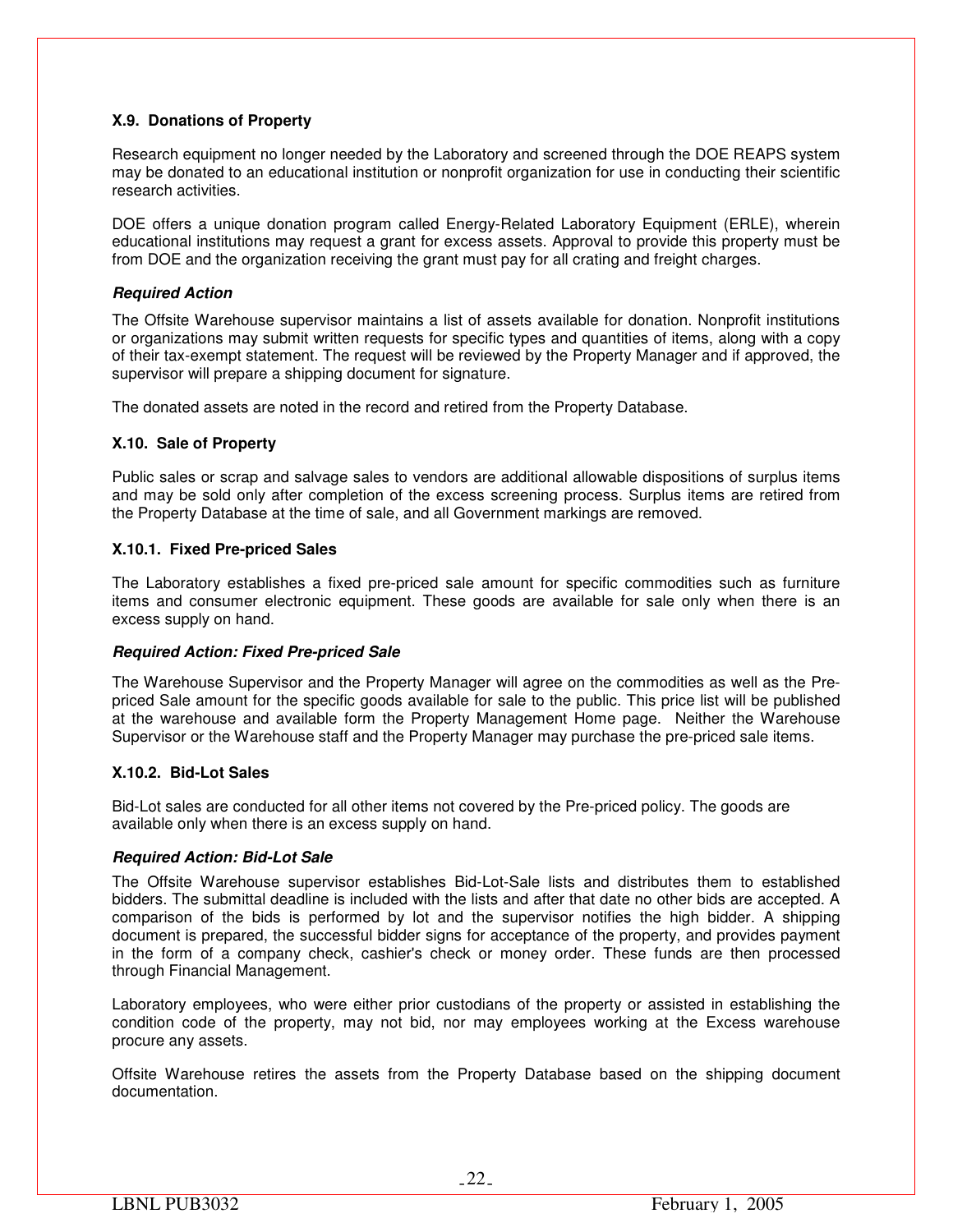### X.9. Donations of Property

Research equipment no longer needed by the Laboratory and screened through the DOE REAPS system may be donated to an educational institution or nonprofit organization for use in conducting their scientific research activities.

DOE offers a unique donation program called Energy-Related Laboratory Equipment (ERLE), wherein educational institutions may request a grant for excess assets. Approval to provide this property must be from DOE and the organization receiving the grant must pay for all crating and freight charges.

***Required Action***

The Offsite Warehouse supervisor maintains a list of assets available for donation. Nonprofit institutions or organizations may submit written requests for specific types and quantities of items, along with a copy of their tax-exempt statement. The request will be reviewed by the Property Manager and if approved, the supervisor will prepare a shipping document for signature.

The donated assets are noted in the record and retired from the Property Database.

### X.10. Sale of Property

Public sales or scrap and salvage sales to vendors are additional allowable dispositions of surplus items and may be sold only after completion of the excess screening process. Surplus items are retired from the Property Database at the time of sale, and all Government markings are removed.

#### X.10.1. Fixed Pre-priced Sales

The Laboratory establishes a fixed pre-priced sale amount for specific commodities such as furniture items and consumer electronic equipment. These goods are available for sale only when there is an excess supply on hand.

***Required Action: Fixed Pre-priced Sale***

The Warehouse Supervisor and the Property Manager will agree on the commodities as well as the Pre-priced Sale amount for the specific goods available for sale to the public. This price list will be published at the warehouse and available form the Property Management Home page. Neither the Warehouse Supervisor or the Warehouse staff and the Property Manager may purchase the pre-priced sale items.

#### X.10.2. Bid-Lot Sales

Bid-Lot sales are conducted for all other items not covered by the Pre-priced policy. The goods are available only when there is an excess supply on hand.

***Required Action: Bid-Lot Sale***

The Offsite Warehouse supervisor establishes Bid-Lot-Sale lists and distributes them to established bidders. The submittal deadline is included with the lists and after that date no other bids are accepted. A comparison of the bids is performed by lot and the supervisor notifies the high bidder. A shipping document is prepared, the successful bidder signs for acceptance of the property, and provides payment in the form of a company check, cashier's check or money order. These funds are then processed through Financial Management.

Laboratory employees, who were either prior custodians of the property or assisted in establishing the condition code of the property, may not bid, nor may employees working at the Excess warehouse procure any assets.

Offsite Warehouse retires the assets from the Property Database based on the shipping document documentation.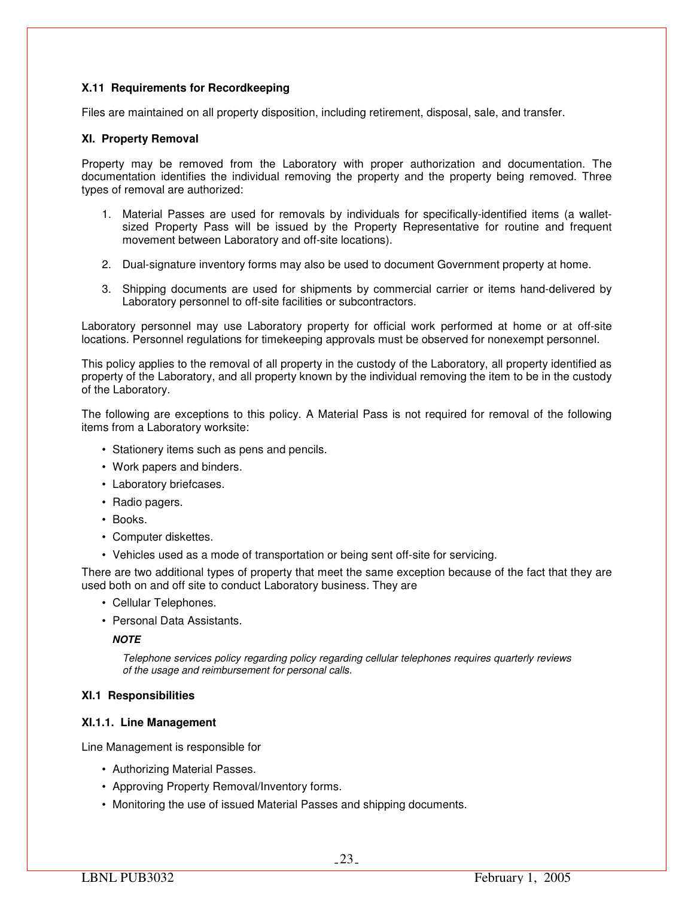### X.11 Requirements for Recordkeeping

Files are maintained on all property disposition, including retirement, disposal, sale, and transfer.

## XI. Property Removal

Property may be removed from the Laboratory with proper authorization and documentation. The documentation identifies the individual removing the property and the property being removed. Three types of removal are authorized:

1. Material Passes are used for removals by individuals for specifically-identified items (a wallet-sized Property Pass will be issued by the Property Representative for routine and frequent movement between Laboratory and off-site locations).
2. Dual-signature inventory forms may also be used to document Government property at home.
3. Shipping documents are used for shipments by commercial carrier or items hand-delivered by Laboratory personnel to off-site facilities or subcontractors.

Laboratory personnel may use Laboratory property for official work performed at home or at off-site locations. Personnel regulations for timekeeping approvals must be observed for nonexempt personnel.

This policy applies to the removal of all property in the custody of the Laboratory, all property identified as property of the Laboratory, and all property known by the individual removing the item to be in the custody of the Laboratory.

The following are exceptions to this policy. A Material Pass is not required for removal of the following items from a Laboratory worksite:

- Stationery items such as pens and pencils.
- Work papers and binders.
- Laboratory briefcases.
- Radio pagers.
- Books.
- Computer diskettes.
- Vehicles used as a mode of transportation or being sent off-site for servicing.

There are two additional types of property that meet the same exception because of the fact that they are used both on and off site to conduct Laboratory business. They are

- Cellular Telephones.
- Personal Data Assistants.

***NOTE***

*Telephone services policy regarding policy regarding cellular telephones requires quarterly reviews of the usage and reimbursement for personal calls.*

### XI.1 Responsibilities

#### XI.1.1. Line Management

Line Management is responsible for

- Authorizing Material Passes.
- Approving Property Removal/Inventory forms.
- Monitoring the use of issued Material Passes and shipping documents.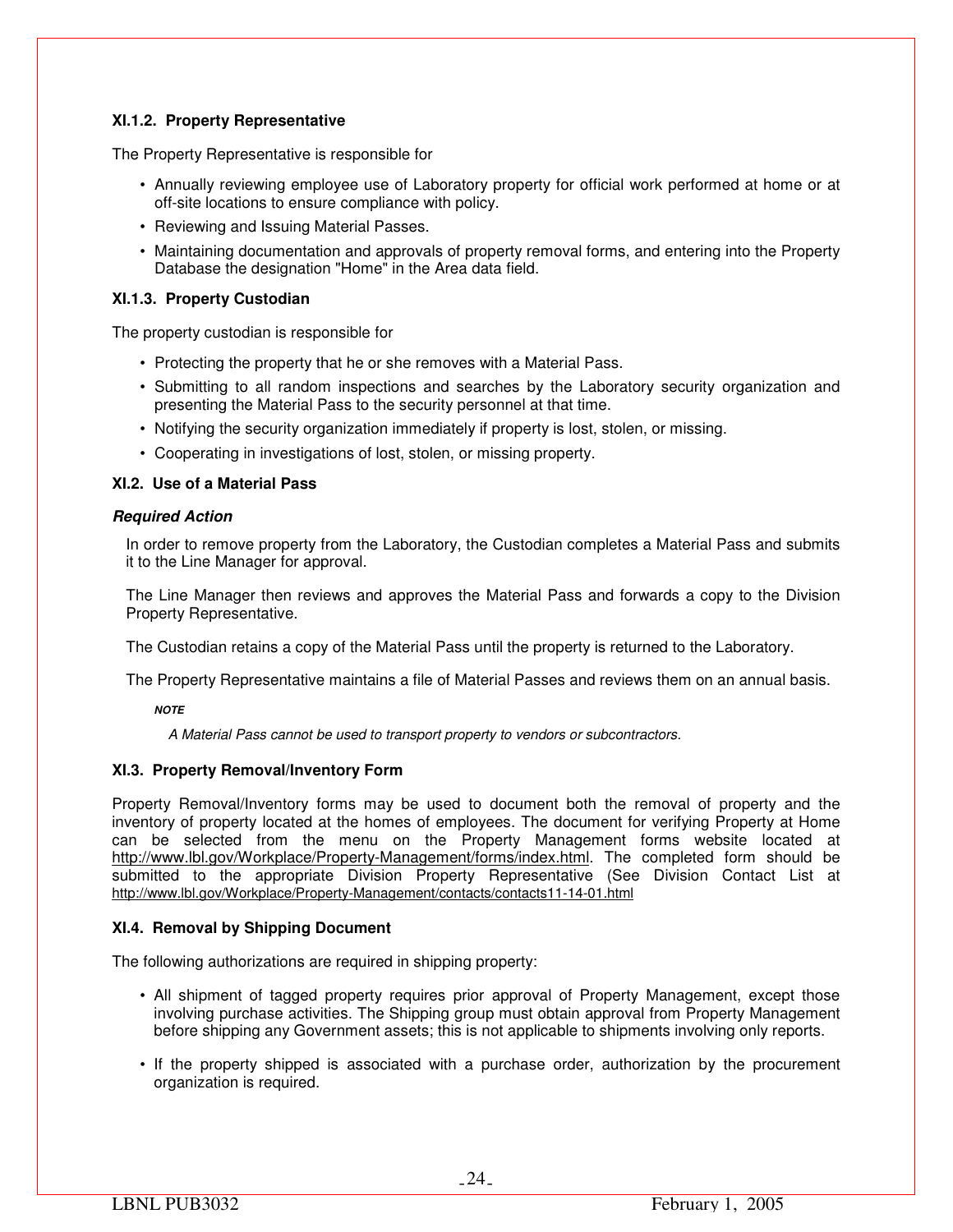### XI.1.2. Property Representative

The Property Representative is responsible for

- Annually reviewing employee use of Laboratory property for official work performed at home or at off-site locations to ensure compliance with policy.
- Reviewing and Issuing Material Passes.
- Maintaining documentation and approvals of property removal forms, and entering into the Property Database the designation "Home" in the Area data field.

### XI.1.3. Property Custodian

The property custodian is responsible for

- Protecting the property that he or she removes with a Material Pass.
- Submitting to all random inspections and searches by the Laboratory security organization and presenting the Material Pass to the security personnel at that time.
- Notifying the security organization immediately if property is lost, stolen, or missing.
- Cooperating in investigations of lost, stolen, or missing property.

### XI.2. Use of a Material Pass

***Required Action***

In order to remove property from the Laboratory, the Custodian completes a Material Pass and submits it to the Line Manager for approval.

The Line Manager then reviews and approves the Material Pass and forwards a copy to the Division Property Representative.

The Custodian retains a copy of the Material Pass until the property is returned to the Laboratory.

The Property Representative maintains a file of Material Passes and reviews them on an annual basis.

***NOTE***

*A Material Pass cannot be used to transport property to vendors or subcontractors.*

### XI.3. Property Removal/Inventory Form

Property Removal/Inventory forms may be used to document both the removal of property and the inventory of property located at the homes of employees. The document for verifying Property at Home can be selected from the menu on the Property Management forms website located at http://www.lbl.gov/Workplace/Property-Management/forms/index.html. The completed form should be submitted to the appropriate Division Property Representative (See Division Contact List at http://www.lbl.gov/Workplace/Property-Management/contacts/contacts11-14-01.html

### XI.4. Removal by Shipping Document

The following authorizations are required in shipping property:

- All shipment of tagged property requires prior approval of Property Management, except those involving purchase activities. The Shipping group must obtain approval from Property Management before shipping any Government assets; this is not applicable to shipments involving only reports.
- If the property shipped is associated with a purchase order, authorization by the procurement organization is required.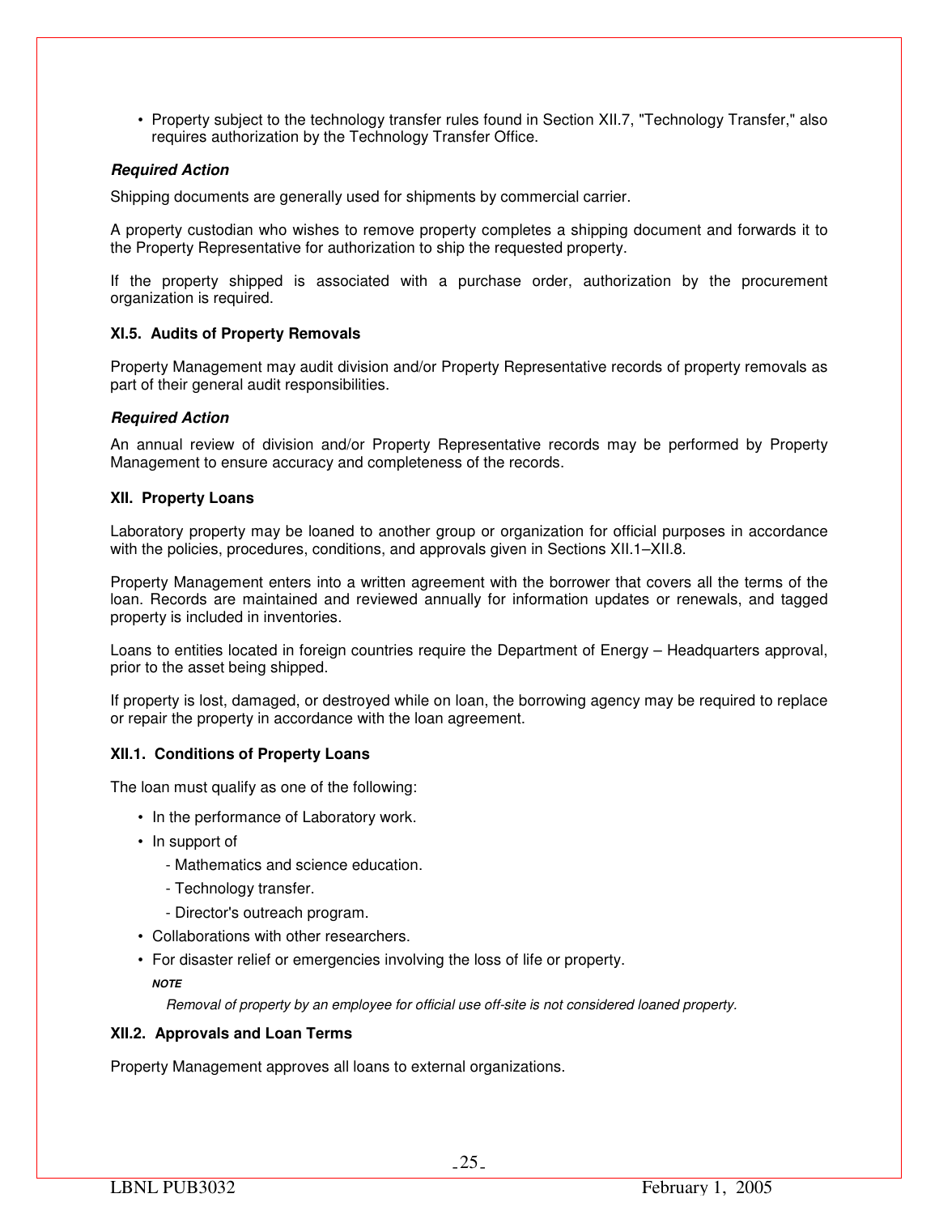- Property subject to the technology transfer rules found in Section XII.7, "Technology Transfer," also requires authorization by the Technology Transfer Office.

***Required Action***

Shipping documents are generally used for shipments by commercial carrier.

A property custodian who wishes to remove property completes a shipping document and forwards it to the Property Representative for authorization to ship the requested property.

If the property shipped is associated with a purchase order, authorization by the procurement organization is required.

### XI.5. Audits of Property Removals

Property Management may audit division and/or Property Representative records of property removals as part of their general audit responsibilities.

***Required Action***

An annual review of division and/or Property Representative records may be performed by Property Management to ensure accuracy and completeness of the records.

## XII. Property Loans

Laboratory property may be loaned to another group or organization for official purposes in accordance with the policies, procedures, conditions, and approvals given in Sections XII.1–XII.8.

Property Management enters into a written agreement with the borrower that covers all the terms of the loan. Records are maintained and reviewed annually for information updates or renewals, and tagged property is included in inventories.

Loans to entities located in foreign countries require the Department of Energy – Headquarters approval, prior to the asset being shipped.

If property is lost, damaged, or destroyed while on loan, the borrowing agency may be required to replace or repair the property in accordance with the loan agreement.

### XII.1. Conditions of Property Loans

The loan must qualify as one of the following:

- In the performance of Laboratory work.
- In support of
  - Mathematics and science education.
  - Technology transfer.
  - Director's outreach program.
- Collaborations with other researchers.
- For disaster relief or emergencies involving the loss of life or property.

  ***NOTE***

  *Removal of property by an employee for official use off-site is not considered loaned property.*

### XII.2. Approvals and Loan Terms

Property Management approves all loans to external organizations.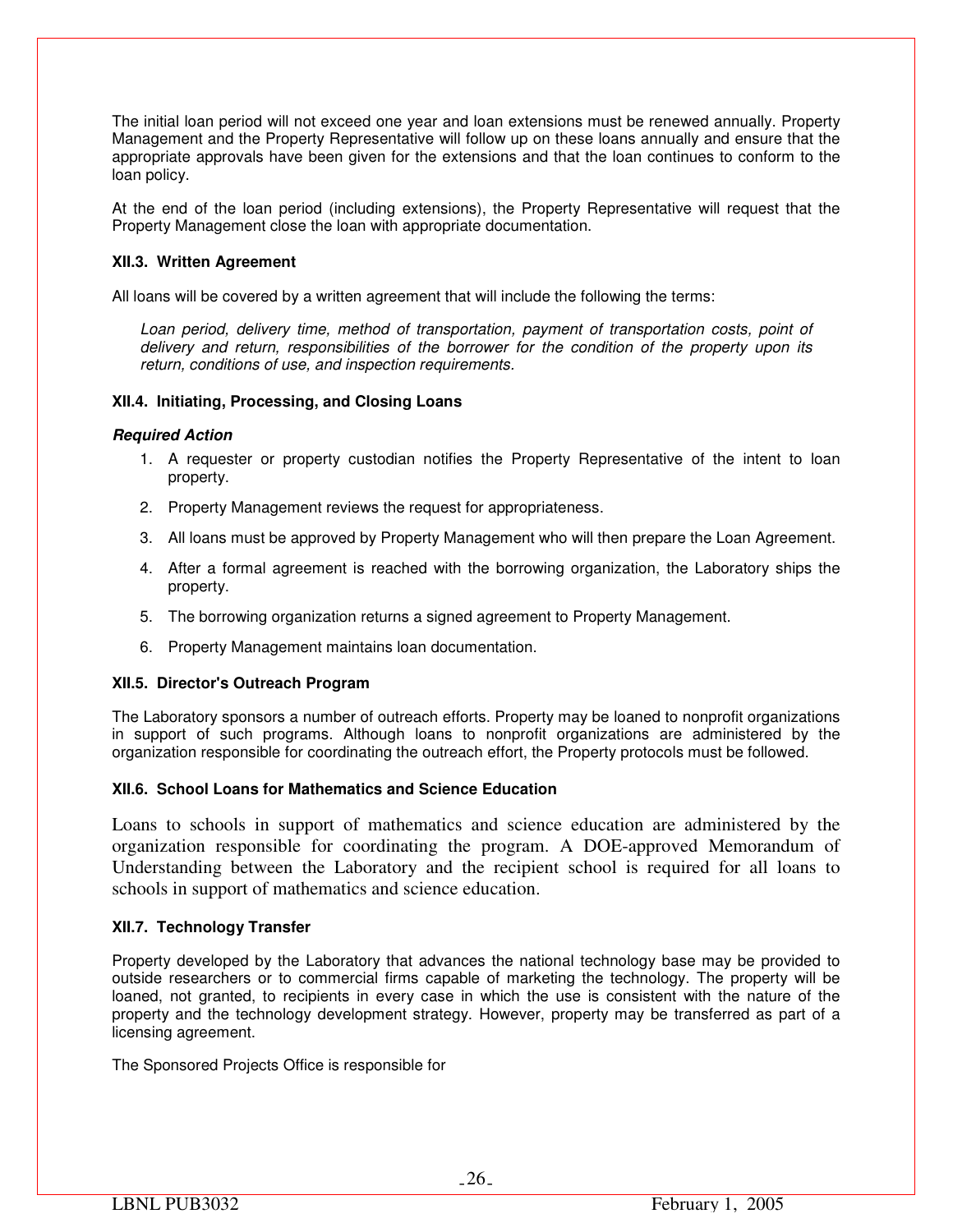The initial loan period will not exceed one year and loan extensions must be renewed annually. Property Management and the Property Representative will follow up on these loans annually and ensure that the appropriate approvals have been given for the extensions and that the loan continues to conform to the loan policy.

At the end of the loan period (including extensions), the Property Representative will request that the Property Management close the loan with appropriate documentation.

### XII.3. Written Agreement

All loans will be covered by a written agreement that will include the following the terms:

> *Loan period, delivery time, method of transportation, payment of transportation costs, point of delivery and return, responsibilities of the borrower for the condition of the property upon its return, conditions of use, and inspection requirements.*

### XII.4. Initiating, Processing, and Closing Loans

***Required Action***

1. A requester or property custodian notifies the Property Representative of the intent to loan property.
2. Property Management reviews the request for appropriateness.
3. All loans must be approved by Property Management who will then prepare the Loan Agreement.
4. After a formal agreement is reached with the borrowing organization, the Laboratory ships the property.
5. The borrowing organization returns a signed agreement to Property Management.
6. Property Management maintains loan documentation.

### XII.5. Director's Outreach Program

The Laboratory sponsors a number of outreach efforts. Property may be loaned to nonprofit organizations in support of such programs. Although loans to nonprofit organizations are administered by the organization responsible for coordinating the outreach effort, the Property protocols must be followed.

### XII.6. School Loans for Mathematics and Science Education

Loans to schools in support of mathematics and science education are administered by the organization responsible for coordinating the program. A DOE-approved Memorandum of Understanding between the Laboratory and the recipient school is required for all loans to schools in support of mathematics and science education.

### XII.7. Technology Transfer

Property developed by the Laboratory that advances the national technology base may be provided to outside researchers or to commercial firms capable of marketing the technology. The property will be loaned, not granted, to recipients in every case in which the use is consistent with the nature of the property and the technology development strategy. However, property may be transferred as part of a licensing agreement.

The Sponsored Projects Office is responsible for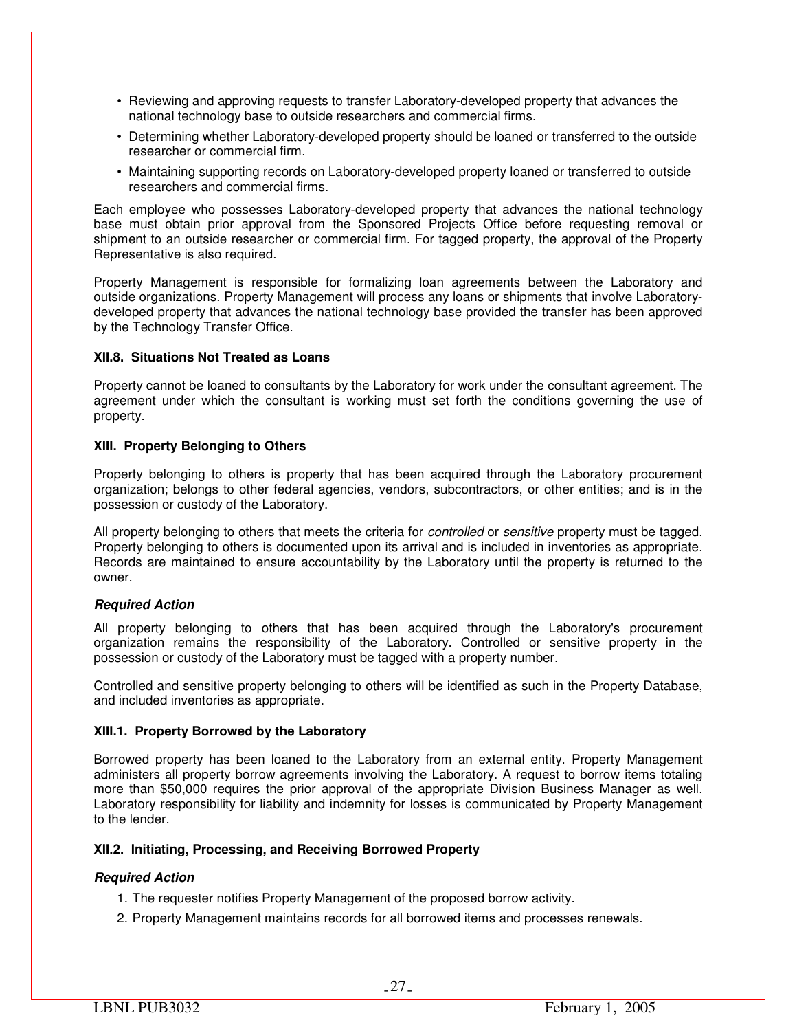- Reviewing and approving requests to transfer Laboratory-developed property that advances the national technology base to outside researchers and commercial firms.
- Determining whether Laboratory-developed property should be loaned or transferred to the outside researcher or commercial firm.
- Maintaining supporting records on Laboratory-developed property loaned or transferred to outside researchers and commercial firms.

Each employee who possesses Laboratory-developed property that advances the national technology base must obtain prior approval from the Sponsored Projects Office before requesting removal or shipment to an outside researcher or commercial firm. For tagged property, the approval of the Property Representative is also required.

Property Management is responsible for formalizing loan agreements between the Laboratory and outside organizations. Property Management will process any loans or shipments that involve Laboratory-developed property that advances the national technology base provided the transfer has been approved by the Technology Transfer Office.

### XII.8. Situations Not Treated as Loans

Property cannot be loaned to consultants by the Laboratory for work under the consultant agreement. The agreement under which the consultant is working must set forth the conditions governing the use of property.

## XIII. Property Belonging to Others

Property belonging to others is property that has been acquired through the Laboratory procurement organization; belongs to other federal agencies, vendors, subcontractors, or other entities; and is in the possession or custody of the Laboratory.

All property belonging to others that meets the criteria for *controlled* or *sensitive* property must be tagged. Property belonging to others is documented upon its arrival and is included in inventories as appropriate. Records are maintained to ensure accountability by the Laboratory until the property is returned to the owner.

***Required Action***

All property belonging to others that has been acquired through the Laboratory's procurement organization remains the responsibility of the Laboratory. Controlled or sensitive property in the possession or custody of the Laboratory must be tagged with a property number.

Controlled and sensitive property belonging to others will be identified as such in the Property Database, and included inventories as appropriate.

### XIII.1. Property Borrowed by the Laboratory

Borrowed property has been loaned to the Laboratory from an external entity. Property Management administers all property borrow agreements involving the Laboratory. A request to borrow items totaling more than $50,000 requires the prior approval of the appropriate Division Business Manager as well. Laboratory responsibility for liability and indemnity for losses is communicated by Property Management to the lender.

### XII.2. Initiating, Processing, and Receiving Borrowed Property

***Required Action***

1. The requester notifies Property Management of the proposed borrow activity.
2. Property Management maintains records for all borrowed items and processes renewals.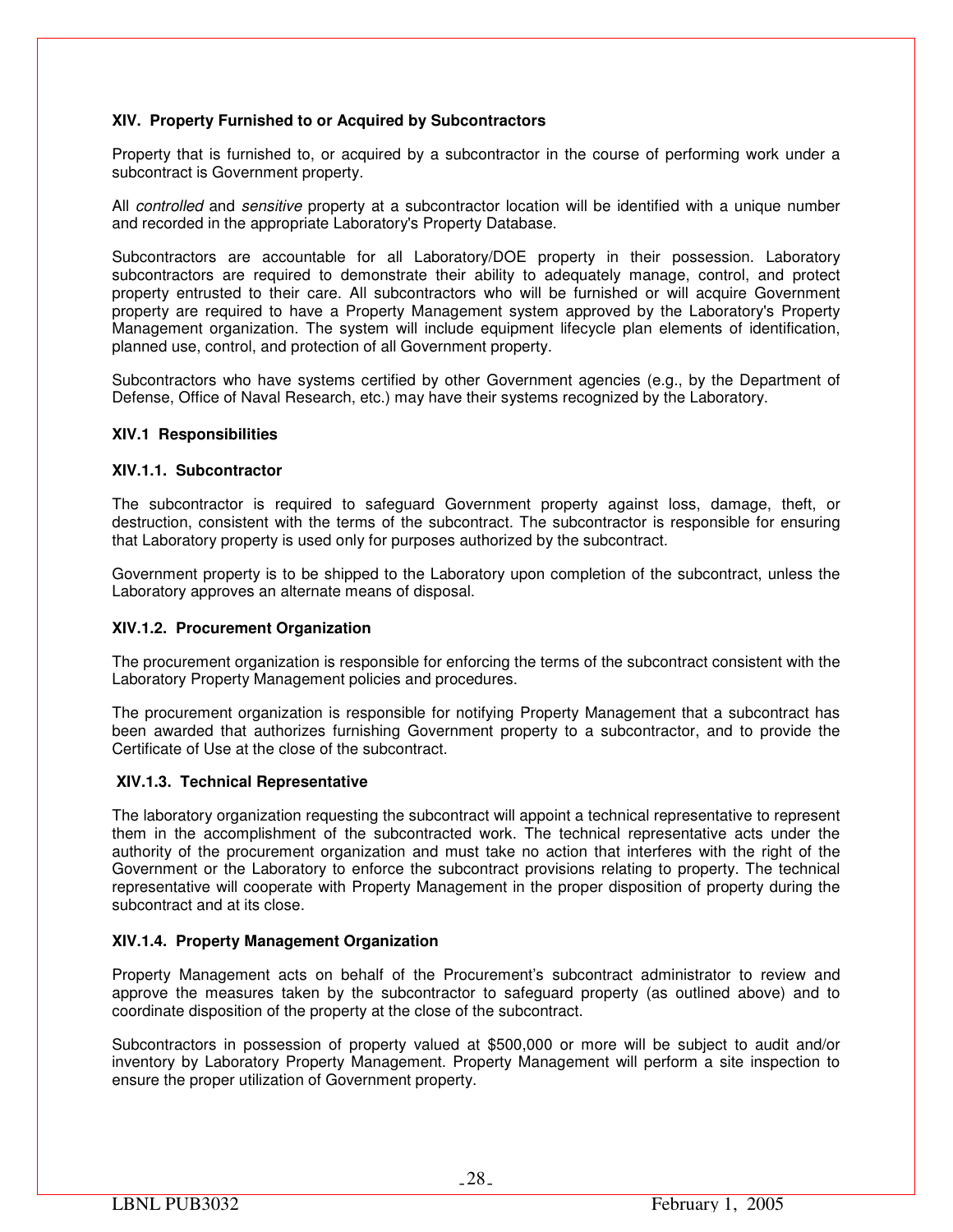## XIV. Property Furnished to or Acquired by Subcontractors

Property that is furnished to, or acquired by a subcontractor in the course of performing work under a subcontract is Government property.

All *controlled* and *sensitive* property at a subcontractor location will be identified with a unique number and recorded in the appropriate Laboratory's Property Database.

Subcontractors are accountable for all Laboratory/DOE property in their possession. Laboratory subcontractors are required to demonstrate their ability to adequately manage, control, and protect property entrusted to their care. All subcontractors who will be furnished or will acquire Government property are required to have a Property Management system approved by the Laboratory's Property Management organization. The system will include equipment lifecycle plan elements of identification, planned use, control, and protection of all Government property.

Subcontractors who have systems certified by other Government agencies (e.g., by the Department of Defense, Office of Naval Research, etc.) may have their systems recognized by the Laboratory.

### XIV.1 Responsibilities

#### XIV.1.1. Subcontractor

The subcontractor is required to safeguard Government property against loss, damage, theft, or destruction, consistent with the terms of the subcontract. The subcontractor is responsible for ensuring that Laboratory property is used only for purposes authorized by the subcontract.

Government property is to be shipped to the Laboratory upon completion of the subcontract, unless the Laboratory approves an alternate means of disposal.

#### XIV.1.2. Procurement Organization

The procurement organization is responsible for enforcing the terms of the subcontract consistent with the Laboratory Property Management policies and procedures.

The procurement organization is responsible for notifying Property Management that a subcontract has been awarded that authorizes furnishing Government property to a subcontractor, and to provide the Certificate of Use at the close of the subcontract.

#### XIV.1.3. Technical Representative

The laboratory organization requesting the subcontract will appoint a technical representative to represent them in the accomplishment of the subcontracted work. The technical representative acts under the authority of the procurement organization and must take no action that interferes with the right of the Government or the Laboratory to enforce the subcontract provisions relating to property. The technical representative will cooperate with Property Management in the proper disposition of property during the subcontract and at its close.

#### XIV.1.4. Property Management Organization

Property Management acts on behalf of the Procurement's subcontract administrator to review and approve the measures taken by the subcontractor to safeguard property (as outlined above) and to coordinate disposition of the property at the close of the subcontract.

Subcontractors in possession of property valued at $500,000 or more will be subject to audit and/or inventory by Laboratory Property Management. Property Management will perform a site inspection to ensure the proper utilization of Government property.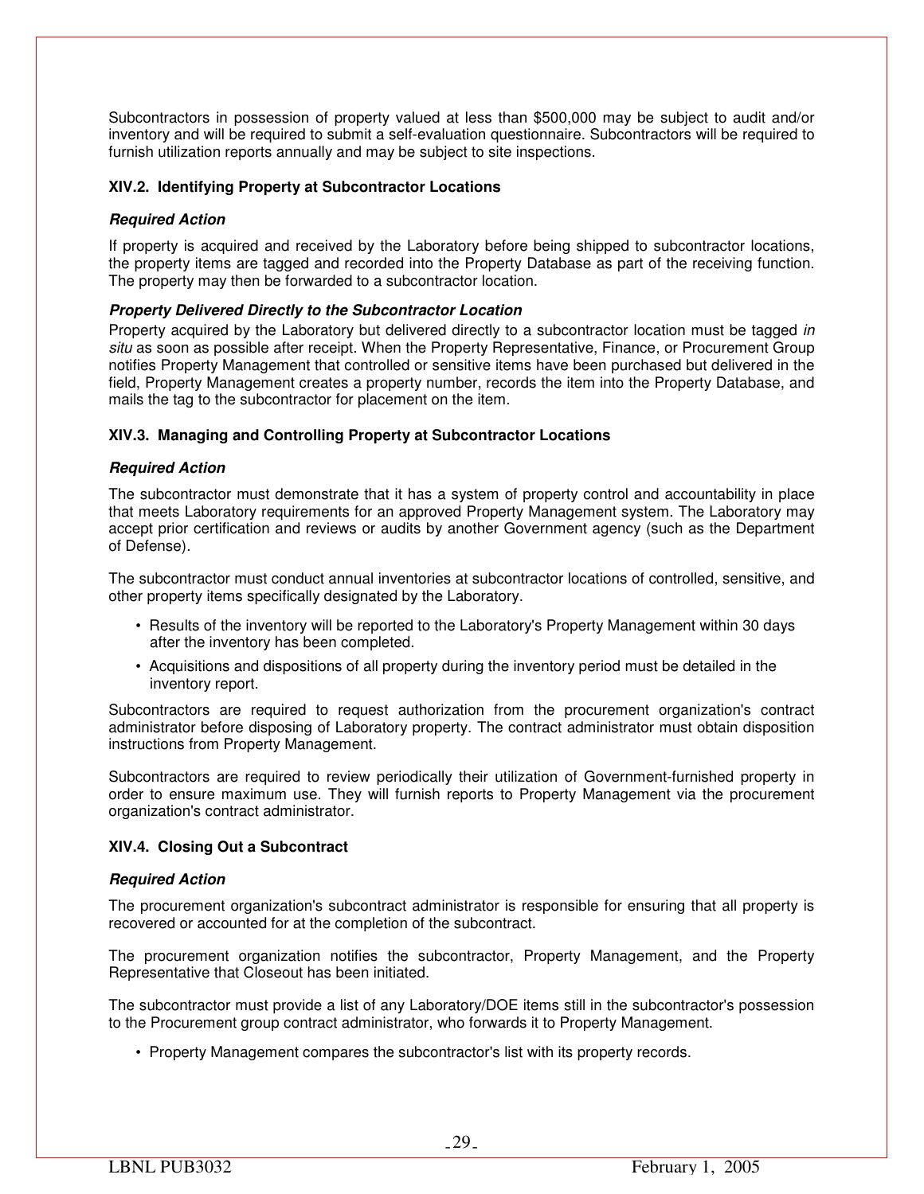Subcontractors in possession of property valued at less than $500,000 may be subject to audit and/or inventory and will be required to submit a self-evaluation questionnaire. Subcontractors will be required to furnish utilization reports annually and may be subject to site inspections.

### XIV.2. Identifying Property at Subcontractor Locations

#### *Required Action*

If property is acquired and received by the Laboratory before being shipped to subcontractor locations, the property items are tagged and recorded into the Property Database as part of the receiving function. The property may then be forwarded to a subcontractor location.

#### *Property Delivered Directly to the Subcontractor Location*

Property acquired by the Laboratory but delivered directly to a subcontractor location must be tagged *in situ* as soon as possible after receipt. When the Property Representative, Finance, or Procurement Group notifies Property Management that controlled or sensitive items have been purchased but delivered in the field, Property Management creates a property number, records the item into the Property Database, and mails the tag to the subcontractor for placement on the item.

### XIV.3. Managing and Controlling Property at Subcontractor Locations

#### *Required Action*

The subcontractor must demonstrate that it has a system of property control and accountability in place that meets Laboratory requirements for an approved Property Management system. The Laboratory may accept prior certification and reviews or audits by another Government agency (such as the Department of Defense).

The subcontractor must conduct annual inventories at subcontractor locations of controlled, sensitive, and other property items specifically designated by the Laboratory.

- Results of the inventory will be reported to the Laboratory's Property Management within 30 days after the inventory has been completed.
- Acquisitions and dispositions of all property during the inventory period must be detailed in the inventory report.

Subcontractors are required to request authorization from the procurement organization's contract administrator before disposing of Laboratory property. The contract administrator must obtain disposition instructions from Property Management.

Subcontractors are required to review periodically their utilization of Government-furnished property in order to ensure maximum use. They will furnish reports to Property Management via the procurement organization's contract administrator.

### XIV.4. Closing Out a Subcontract

#### *Required Action*

The procurement organization's subcontract administrator is responsible for ensuring that all property is recovered or accounted for at the completion of the subcontract.

The procurement organization notifies the subcontractor, Property Management, and the Property Representative that Closeout has been initiated.

The subcontractor must provide a list of any Laboratory/DOE items still in the subcontractor's possession to the Procurement group contract administrator, who forwards it to Property Management.

- Property Management compares the subcontractor's list with its property records.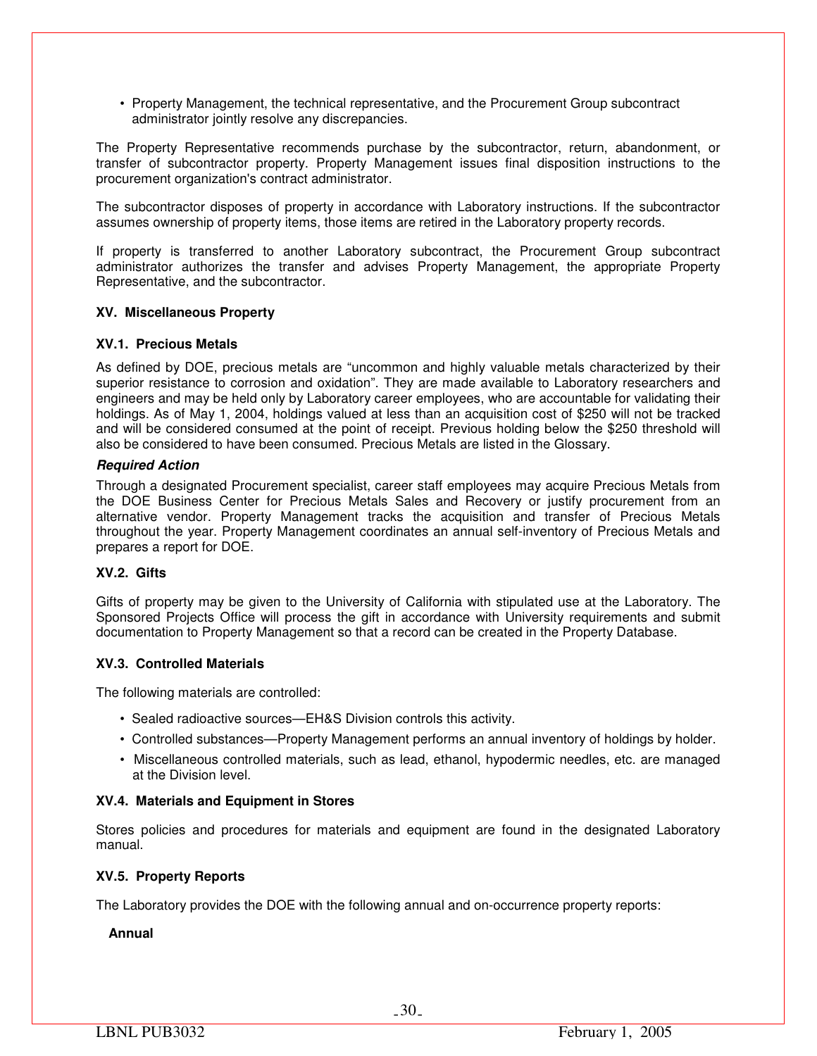- Property Management, the technical representative, and the Procurement Group subcontract administrator jointly resolve any discrepancies.

The Property Representative recommends purchase by the subcontractor, return, abandonment, or transfer of subcontractor property. Property Management issues final disposition instructions to the procurement organization's contract administrator.

The subcontractor disposes of property in accordance with Laboratory instructions. If the subcontractor assumes ownership of property items, those items are retired in the Laboratory property records.

If property is transferred to another Laboratory subcontract, the Procurement Group subcontract administrator authorizes the transfer and advises Property Management, the appropriate Property Representative, and the subcontractor.

## XV. Miscellaneous Property

### XV.1. Precious Metals

As defined by DOE, precious metals are "uncommon and highly valuable metals characterized by their superior resistance to corrosion and oxidation". They are made available to Laboratory researchers and engineers and may be held only by Laboratory career employees, who are accountable for validating their holdings. As of May 1, 2004, holdings valued at less than an acquisition cost of $250 will not be tracked and will be considered consumed at the point of receipt. Previous holding below the $250 threshold will also be considered to have been consumed. Precious Metals are listed in the Glossary.

***Required Action***

Through a designated Procurement specialist, career staff employees may acquire Precious Metals from the DOE Business Center for Precious Metals Sales and Recovery or justify procurement from an alternative vendor. Property Management tracks the acquisition and transfer of Precious Metals throughout the year. Property Management coordinates an annual self-inventory of Precious Metals and prepares a report for DOE.

### XV.2. Gifts

Gifts of property may be given to the University of California with stipulated use at the Laboratory. The Sponsored Projects Office will process the gift in accordance with University requirements and submit documentation to Property Management so that a record can be created in the Property Database.

### XV.3. Controlled Materials

The following materials are controlled:

- Sealed radioactive sources—EH&S Division controls this activity.
- Controlled substances—Property Management performs an annual inventory of holdings by holder.
- Miscellaneous controlled materials, such as lead, ethanol, hypodermic needles, etc. are managed at the Division level.

### XV.4. Materials and Equipment in Stores

Stores policies and procedures for materials and equipment are found in the designated Laboratory manual.

### XV.5. Property Reports

The Laboratory provides the DOE with the following annual and on-occurrence property reports:

**Annual**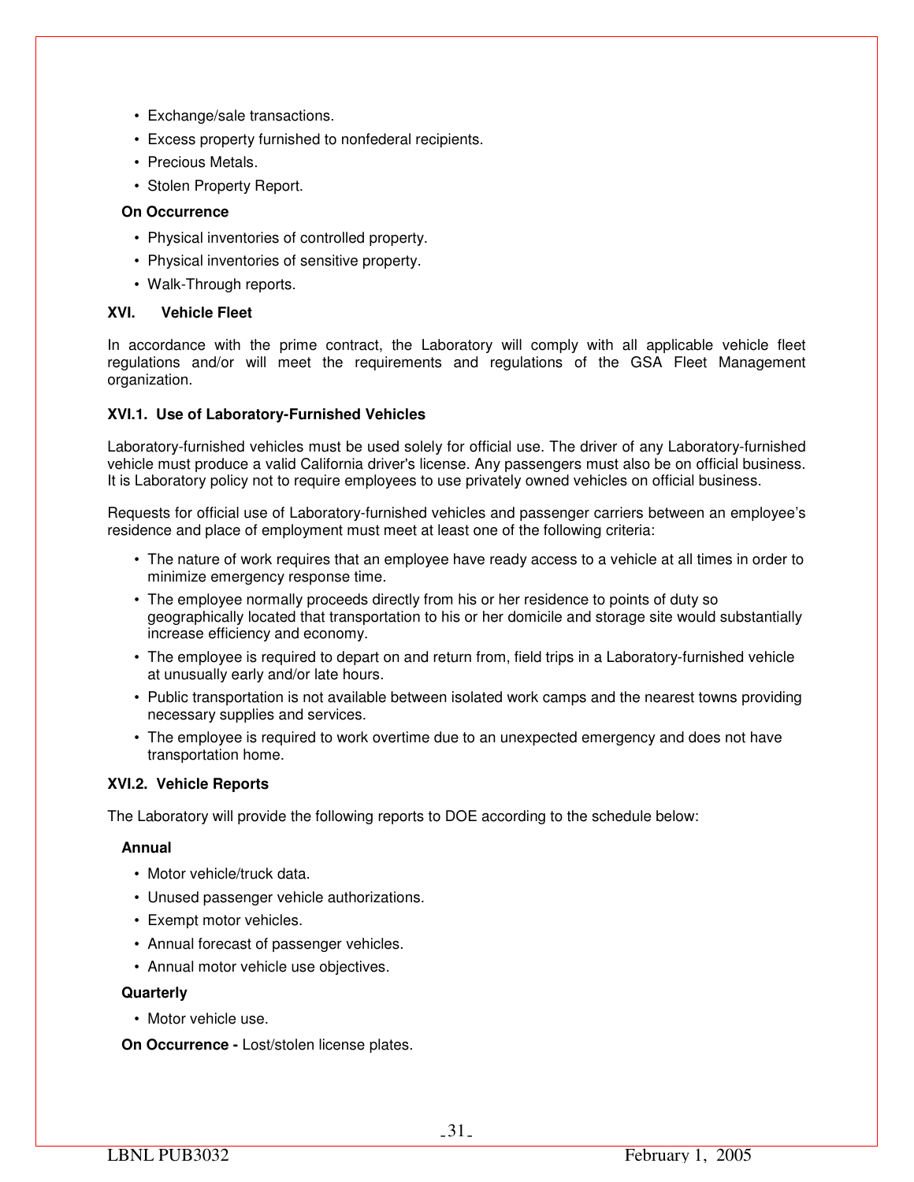- Exchange/sale transactions.
- Excess property furnished to nonfederal recipients.
- Precious Metals.
- Stolen Property Report.

**On Occurrence**

- Physical inventories of controlled property.
- Physical inventories of sensitive property.
- Walk-Through reports.

## XVI. Vehicle Fleet

In accordance with the prime contract, the Laboratory will comply with all applicable vehicle fleet regulations and/or will meet the requirements and regulations of the GSA Fleet Management organization.

### XVI.1. Use of Laboratory-Furnished Vehicles

Laboratory-furnished vehicles must be used solely for official use. The driver of any Laboratory-furnished vehicle must produce a valid California driver's license. Any passengers must also be on official business. It is Laboratory policy not to require employees to use privately owned vehicles on official business.

Requests for official use of Laboratory-furnished vehicles and passenger carriers between an employee's residence and place of employment must meet at least one of the following criteria:

- The nature of work requires that an employee have ready access to a vehicle at all times in order to minimize emergency response time.
- The employee normally proceeds directly from his or her residence to points of duty so geographically located that transportation to his or her domicile and storage site would substantially increase efficiency and economy.
- The employee is required to depart on and return from, field trips in a Laboratory-furnished vehicle at unusually early and/or late hours.
- Public transportation is not available between isolated work camps and the nearest towns providing necessary supplies and services.
- The employee is required to work overtime due to an unexpected emergency and does not have transportation home.

### XVI.2. Vehicle Reports

The Laboratory will provide the following reports to DOE according to the schedule below:

**Annual**

- Motor vehicle/truck data.
- Unused passenger vehicle authorizations.
- Exempt motor vehicles.
- Annual forecast of passenger vehicles.
- Annual motor vehicle use objectives.

**Quarterly**

- Motor vehicle use.

**On Occurrence -** Lost/stolen license plates.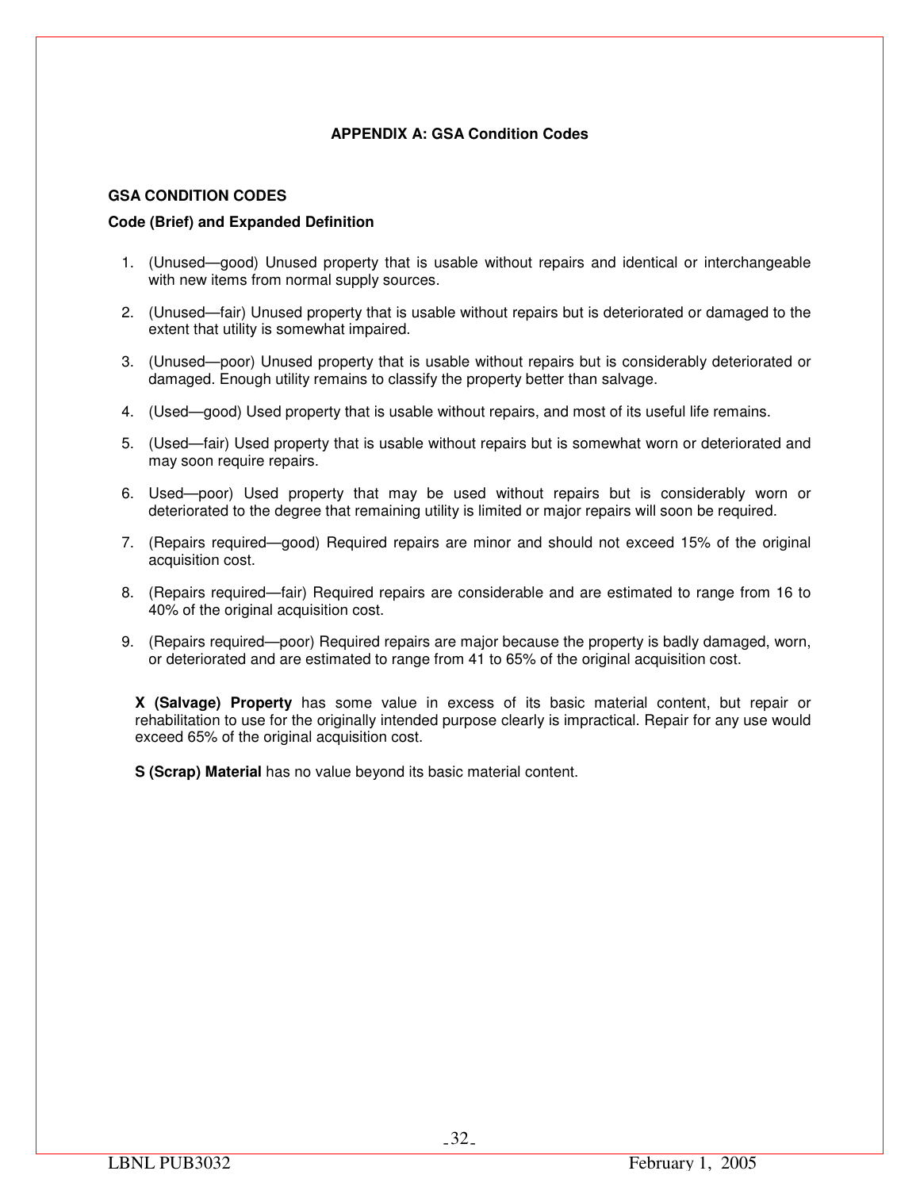## APPENDIX A: GSA Condition Codes

**GSA CONDITION CODES**

**Code (Brief) and Expanded Definition**

1. (Unused—good) Unused property that is usable without repairs and identical or interchangeable with new items from normal supply sources.
2. (Unused—fair) Unused property that is usable without repairs but is deteriorated or damaged to the extent that utility is somewhat impaired.
3. (Unused—poor) Unused property that is usable without repairs but is considerably deteriorated or damaged. Enough utility remains to classify the property better than salvage.
4. (Used—good) Used property that is usable without repairs, and most of its useful life remains.
5. (Used—fair) Used property that is usable without repairs but is somewhat worn or deteriorated and may soon require repairs.
6. Used—poor) Used property that may be used without repairs but is considerably worn or deteriorated to the degree that remaining utility is limited or major repairs will soon be required.
7. (Repairs required—good) Required repairs are minor and should not exceed 15% of the original acquisition cost.
8. (Repairs required—fair) Required repairs are considerable and are estimated to range from 16 to 40% of the original acquisition cost.
9. (Repairs required—poor) Required repairs are major because the property is badly damaged, worn, or deteriorated and are estimated to range from 41 to 65% of the original acquisition cost.

**X (Salvage) Property** has some value in excess of its basic material content, but repair or rehabilitation to use for the originally intended purpose clearly is impractical. Repair for any use would exceed 65% of the original acquisition cost.

**S (Scrap) Material** has no value beyond its basic material content.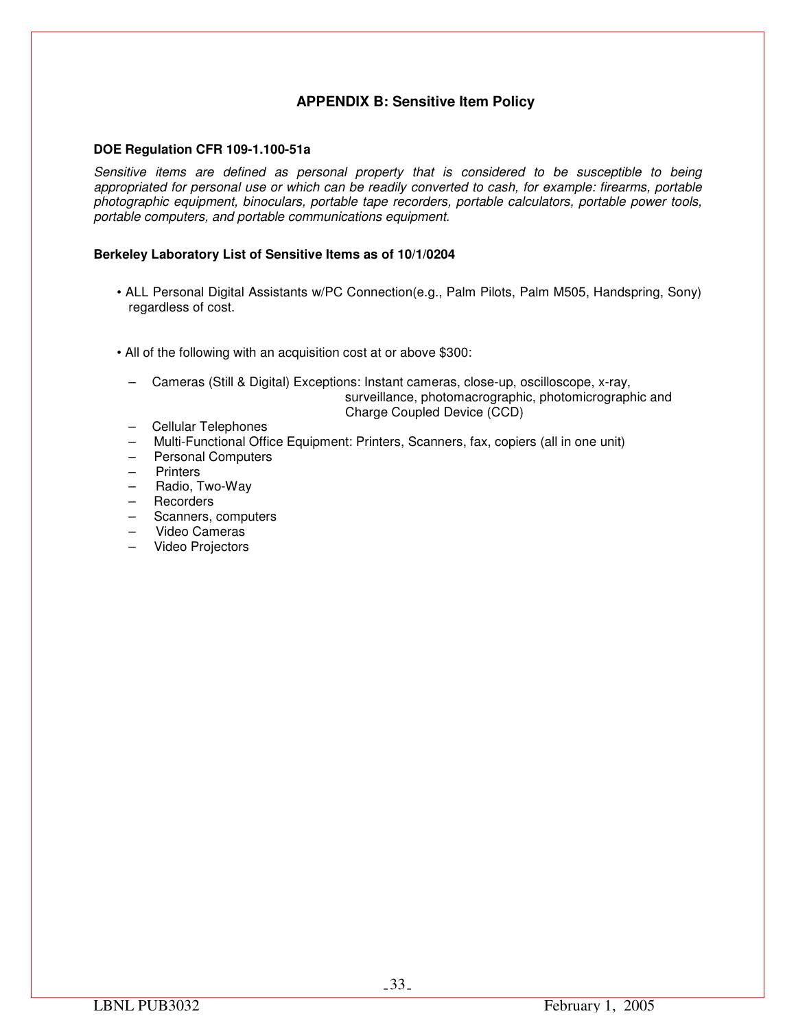## APPENDIX B: Sensitive Item Policy

**DOE Regulation CFR 109-1.100-51a**

*Sensitive items are defined as personal property that is considered to be susceptible to being appropriated for personal use or which can be readily converted to cash, for example: firearms, portable photographic equipment, binoculars, portable tape recorders, portable calculators, portable power tools, portable computers, and portable communications equipment.*

**Berkeley Laboratory List of Sensitive Items as of 10/1/0204**

- ALL Personal Digital Assistants w/PC Connection(e.g., Palm Pilots, Palm M505, Handspring, Sony) regardless of cost.

- All of the following with an acquisition cost at or above $300:
  - Cameras (Still & Digital) Exceptions: Instant cameras, close-up, oscilloscope, x-ray, surveillance, photomacrographic, photomicrographic and Charge Coupled Device (CCD)
  - Cellular Telephones
  - Multi-Functional Office Equipment: Printers, Scanners, fax, copiers (all in one unit)
  - Personal Computers
  - Printers
  - Radio, Two-Way
  - Recorders
  - Scanners, computers
  - Video Cameras
  - Video Projectors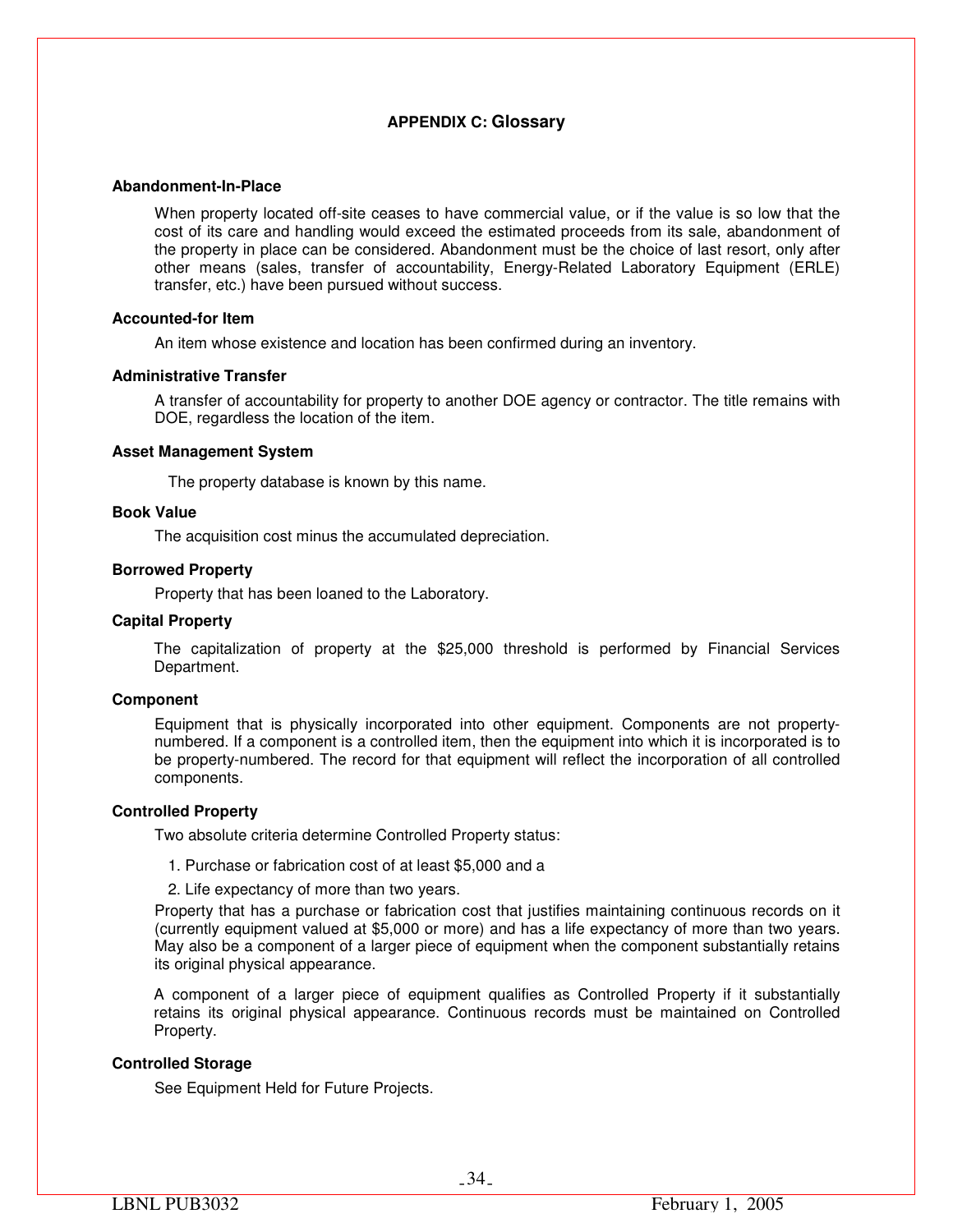## APPENDIX C: Glossary

**Abandonment-In-Place**

When property located off-site ceases to have commercial value, or if the value is so low that the cost of its care and handling would exceed the estimated proceeds from its sale, abandonment of the property in place can be considered. Abandonment must be the choice of last resort, only after other means (sales, transfer of accountability, Energy-Related Laboratory Equipment (ERLE) transfer, etc.) have been pursued without success.

**Accounted-for Item**

An item whose existence and location has been confirmed during an inventory.

**Administrative Transfer**

A transfer of accountability for property to another DOE agency or contractor. The title remains with DOE, regardless the location of the item.

**Asset Management System**

The property database is known by this name.

**Book Value**

The acquisition cost minus the accumulated depreciation.

**Borrowed Property**

Property that has been loaned to the Laboratory.

**Capital Property**

The capitalization of property at the $25,000 threshold is performed by Financial Services Department.

**Component**

Equipment that is physically incorporated into other equipment. Components are not property-numbered. If a component is a controlled item, then the equipment into which it is incorporated is to be property-numbered. The record for that equipment will reflect the incorporation of all controlled components.

**Controlled Property**

Two absolute criteria determine Controlled Property status:

1. Purchase or fabrication cost of at least $5,000 and a
2. Life expectancy of more than two years.

Property that has a purchase or fabrication cost that justifies maintaining continuous records on it (currently equipment valued at $5,000 or more) and has a life expectancy of more than two years. May also be a component of a larger piece of equipment when the component substantially retains its original physical appearance.

A component of a larger piece of equipment qualifies as Controlled Property if it substantially retains its original physical appearance. Continuous records must be maintained on Controlled Property.

**Controlled Storage**

See Equipment Held for Future Projects.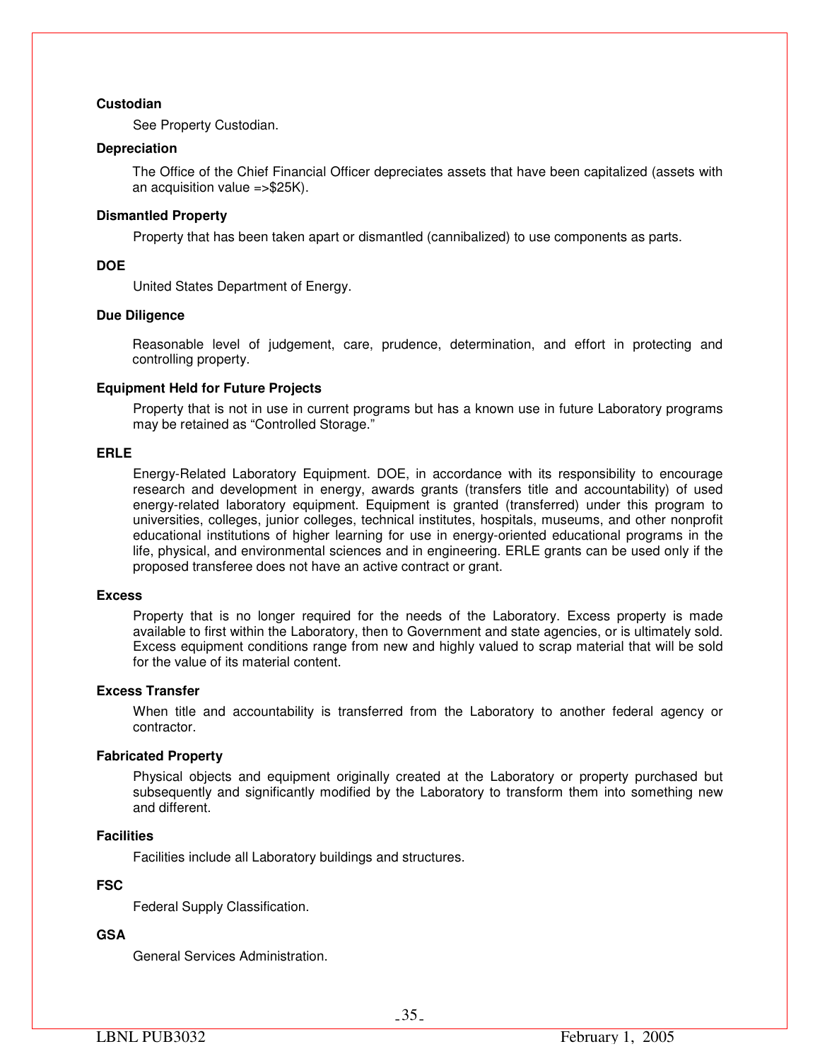**Custodian**

See Property Custodian.

**Depreciation**

The Office of the Chief Financial Officer depreciates assets that have been capitalized (assets with an acquisition value =>$25K).

**Dismantled Property**

Property that has been taken apart or dismantled (cannibalized) to use components as parts.

**DOE**

United States Department of Energy.

**Due Diligence**

Reasonable level of judgement, care, prudence, determination, and effort in protecting and controlling property.

**Equipment Held for Future Projects**

Property that is not in use in current programs but has a known use in future Laboratory programs may be retained as "Controlled Storage."

**ERLE**

Energy-Related Laboratory Equipment. DOE, in accordance with its responsibility to encourage research and development in energy, awards grants (transfers title and accountability) of used energy-related laboratory equipment. Equipment is granted (transferred) under this program to universities, colleges, junior colleges, technical institutes, hospitals, museums, and other nonprofit educational institutions of higher learning for use in energy-oriented educational programs in the life, physical, and environmental sciences and in engineering. ERLE grants can be used only if the proposed transferee does not have an active contract or grant.

**Excess**

Property that is no longer required for the needs of the Laboratory. Excess property is made available to first within the Laboratory, then to Government and state agencies, or is ultimately sold. Excess equipment conditions range from new and highly valued to scrap material that will be sold for the value of its material content.

**Excess Transfer**

When title and accountability is transferred from the Laboratory to another federal agency or contractor.

**Fabricated Property**

Physical objects and equipment originally created at the Laboratory or property purchased but subsequently and significantly modified by the Laboratory to transform them into something new and different.

**Facilities**

Facilities include all Laboratory buildings and structures.

**FSC**

Federal Supply Classification.

**GSA**

General Services Administration.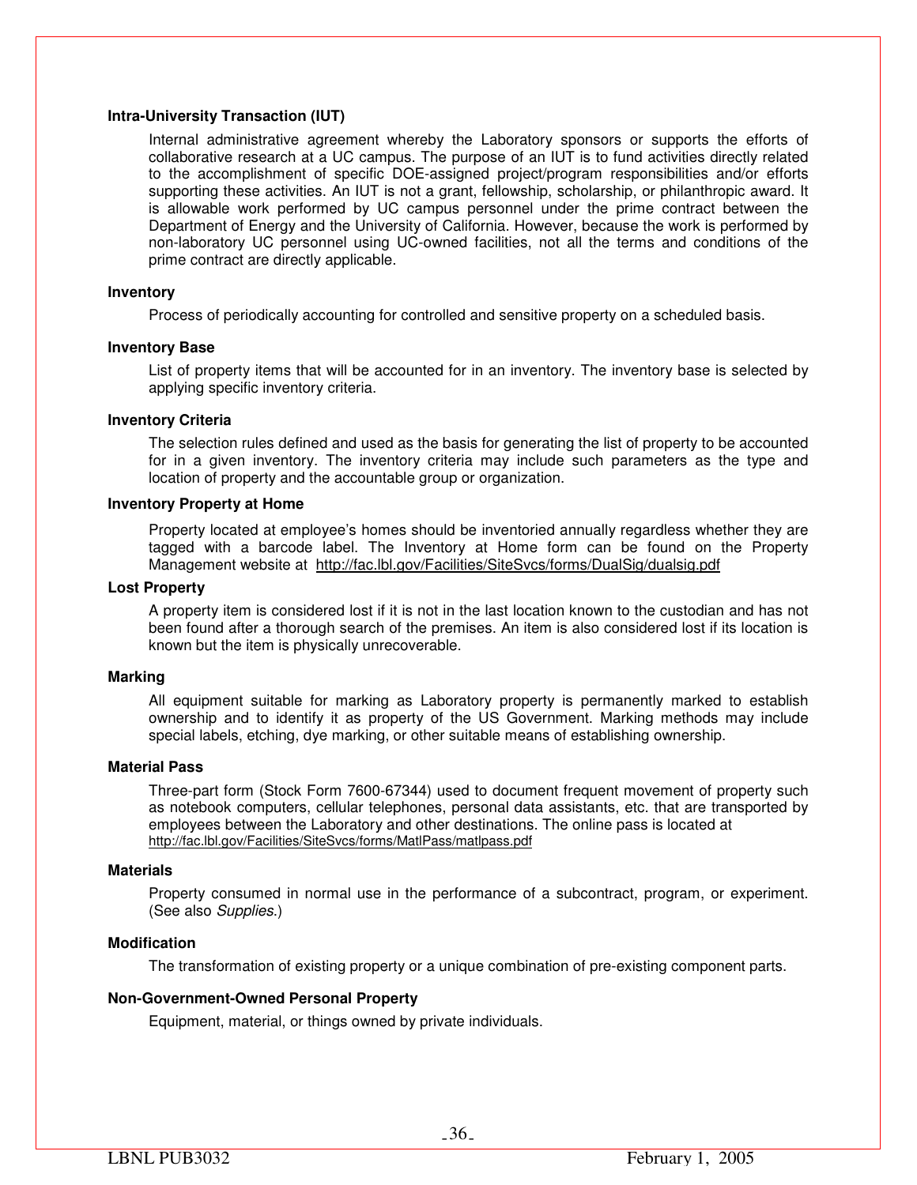**Intra-University Transaction (IUT)**

Internal administrative agreement whereby the Laboratory sponsors or supports the efforts of collaborative research at a UC campus. The purpose of an IUT is to fund activities directly related to the accomplishment of specific DOE-assigned project/program responsibilities and/or efforts supporting these activities. An IUT is not a grant, fellowship, scholarship, or philanthropic award. It is allowable work performed by UC campus personnel under the prime contract between the Department of Energy and the University of California. However, because the work is performed by non-laboratory UC personnel using UC-owned facilities, not all the terms and conditions of the prime contract are directly applicable.

**Inventory**

Process of periodically accounting for controlled and sensitive property on a scheduled basis.

**Inventory Base**

List of property items that will be accounted for in an inventory. The inventory base is selected by applying specific inventory criteria.

**Inventory Criteria**

The selection rules defined and used as the basis for generating the list of property to be accounted for in a given inventory. The inventory criteria may include such parameters as the type and location of property and the accountable group or organization.

**Inventory Property at Home**

Property located at employee's homes should be inventoried annually regardless whether they are tagged with a barcode label. The Inventory at Home form can be found on the Property Management website at http://fac.lbl.gov/Facilities/SiteSvcs/forms/DualSig/dualsig.pdf

**Lost Property**

A property item is considered lost if it is not in the last location known to the custodian and has not been found after a thorough search of the premises. An item is also considered lost if its location is known but the item is physically unrecoverable.

**Marking**

All equipment suitable for marking as Laboratory property is permanently marked to establish ownership and to identify it as property of the US Government. Marking methods may include special labels, etching, dye marking, or other suitable means of establishing ownership.

**Material Pass**

Three-part form (Stock Form 7600-67344) used to document frequent movement of property such as notebook computers, cellular telephones, personal data assistants, etc. that are transported by employees between the Laboratory and other destinations. The online pass is located at http://fac.lbl.gov/Facilities/SiteSvcs/forms/MatlPass/matlpass.pdf

**Materials**

Property consumed in normal use in the performance of a subcontract, program, or experiment. (See also *Supplies*.)

**Modification**

The transformation of existing property or a unique combination of pre-existing component parts.

**Non-Government-Owned Personal Property**

Equipment, material, or things owned by private individuals.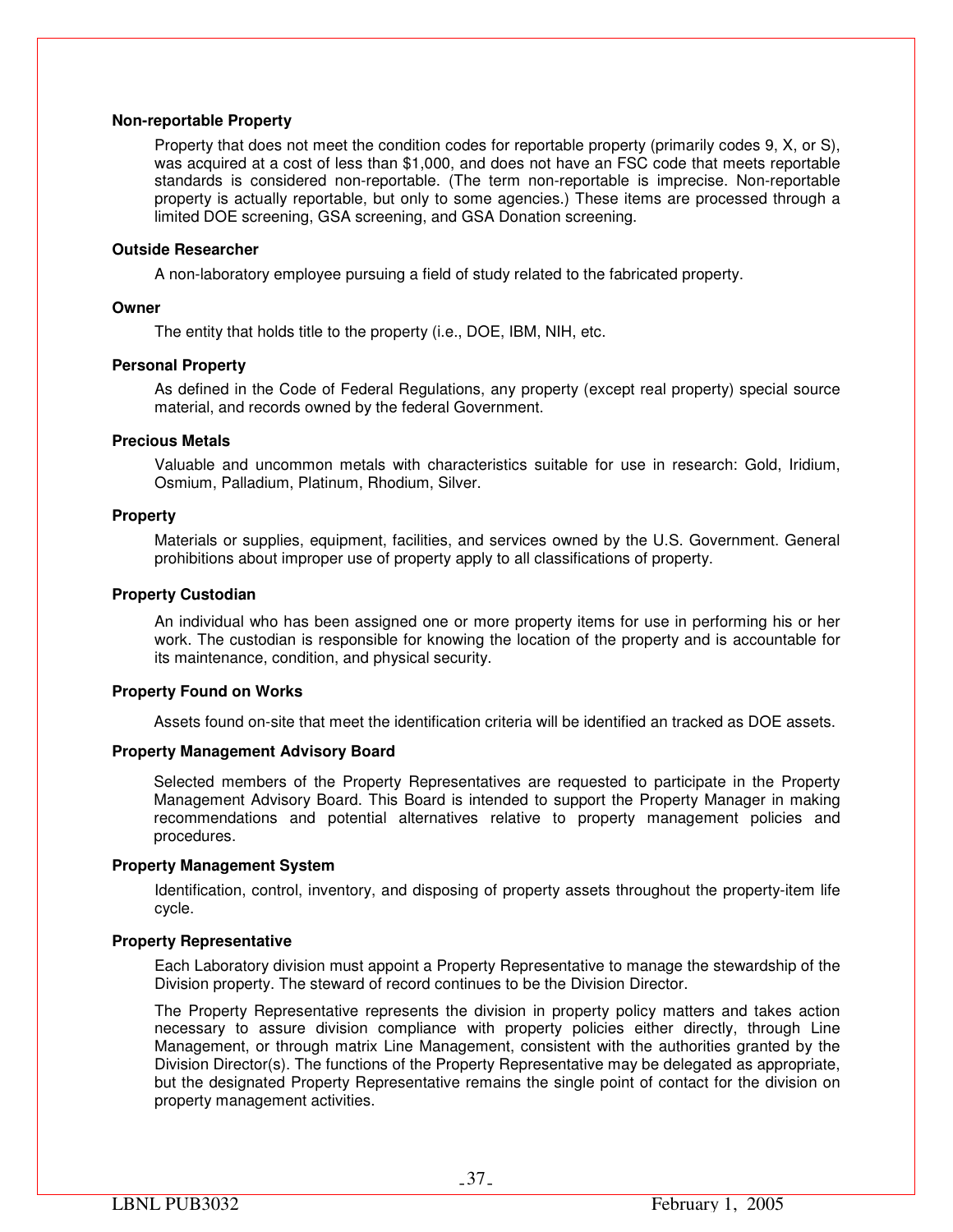**Non-reportable Property**

Property that does not meet the condition codes for reportable property (primarily codes 9, X, or S), was acquired at a cost of less than $1,000, and does not have an FSC code that meets reportable standards is considered non-reportable. (The term non-reportable is imprecise. Non-reportable property is actually reportable, but only to some agencies.) These items are processed through a limited DOE screening, GSA screening, and GSA Donation screening.

**Outside Researcher**

A non-laboratory employee pursuing a field of study related to the fabricated property.

**Owner**

The entity that holds title to the property (i.e., DOE, IBM, NIH, etc.

**Personal Property**

As defined in the Code of Federal Regulations, any property (except real property) special source material, and records owned by the federal Government.

**Precious Metals**

Valuable and uncommon metals with characteristics suitable for use in research: Gold, Iridium, Osmium, Palladium, Platinum, Rhodium, Silver.

**Property**

Materials or supplies, equipment, facilities, and services owned by the U.S. Government. General prohibitions about improper use of property apply to all classifications of property.

**Property Custodian**

An individual who has been assigned one or more property items for use in performing his or her work. The custodian is responsible for knowing the location of the property and is accountable for its maintenance, condition, and physical security.

**Property Found on Works**

Assets found on-site that meet the identification criteria will be identified an tracked as DOE assets.

**Property Management Advisory Board**

Selected members of the Property Representatives are requested to participate in the Property Management Advisory Board. This Board is intended to support the Property Manager in making recommendations and potential alternatives relative to property management policies and procedures.

**Property Management System**

Identification, control, inventory, and disposing of property assets throughout the property-item life cycle.

**Property Representative**

Each Laboratory division must appoint a Property Representative to manage the stewardship of the Division property. The steward of record continues to be the Division Director.

The Property Representative represents the division in property policy matters and takes action necessary to assure division compliance with property policies either directly, through Line Management, or through matrix Line Management, consistent with the authorities granted by the Division Director(s). The functions of the Property Representative may be delegated as appropriate, but the designated Property Representative remains the single point of contact for the division on property management activities.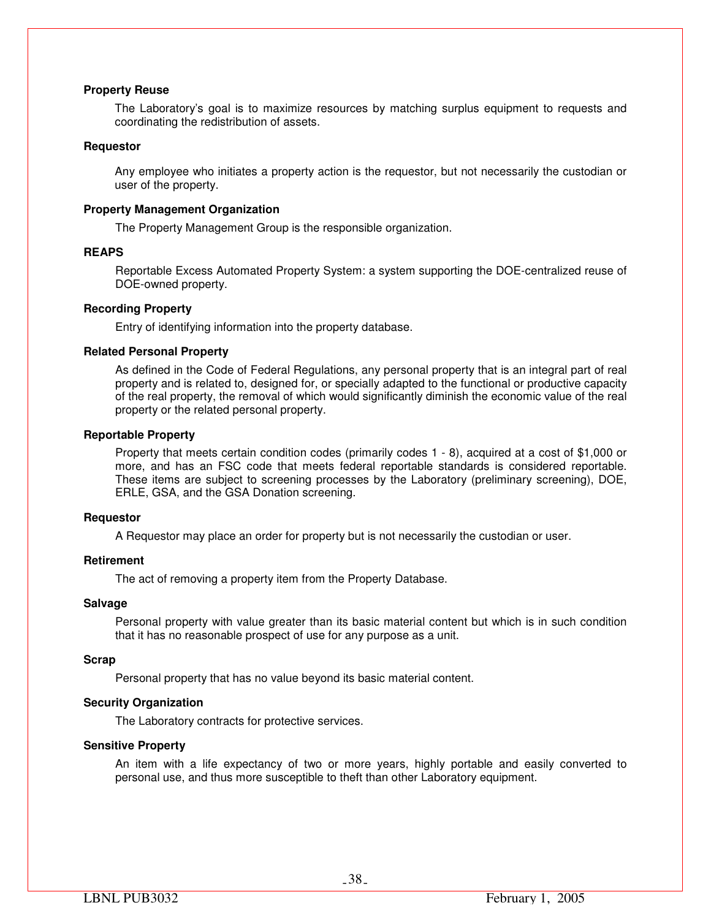**Property Reuse**

The Laboratory's goal is to maximize resources by matching surplus equipment to requests and coordinating the redistribution of assets.

**Requestor**

Any employee who initiates a property action is the requestor, but not necessarily the custodian or user of the property.

**Property Management Organization**

The Property Management Group is the responsible organization.

**REAPS**

Reportable Excess Automated Property System: a system supporting the DOE-centralized reuse of DOE-owned property.

**Recording Property**

Entry of identifying information into the property database.

**Related Personal Property**

As defined in the Code of Federal Regulations, any personal property that is an integral part of real property and is related to, designed for, or specially adapted to the functional or productive capacity of the real property, the removal of which would significantly diminish the economic value of the real property or the related personal property.

**Reportable Property**

Property that meets certain condition codes (primarily codes 1 - 8), acquired at a cost of $1,000 or more, and has an FSC code that meets federal reportable standards is considered reportable. These items are subject to screening processes by the Laboratory (preliminary screening), DOE, ERLE, GSA, and the GSA Donation screening.

**Requestor**

A Requestor may place an order for property but is not necessarily the custodian or user.

**Retirement**

The act of removing a property item from the Property Database.

**Salvage**

Personal property with value greater than its basic material content but which is in such condition that it has no reasonable prospect of use for any purpose as a unit.

**Scrap**

Personal property that has no value beyond its basic material content.

**Security Organization**

The Laboratory contracts for protective services.

**Sensitive Property**

An item with a life expectancy of two or more years, highly portable and easily converted to personal use, and thus more susceptible to theft than other Laboratory equipment.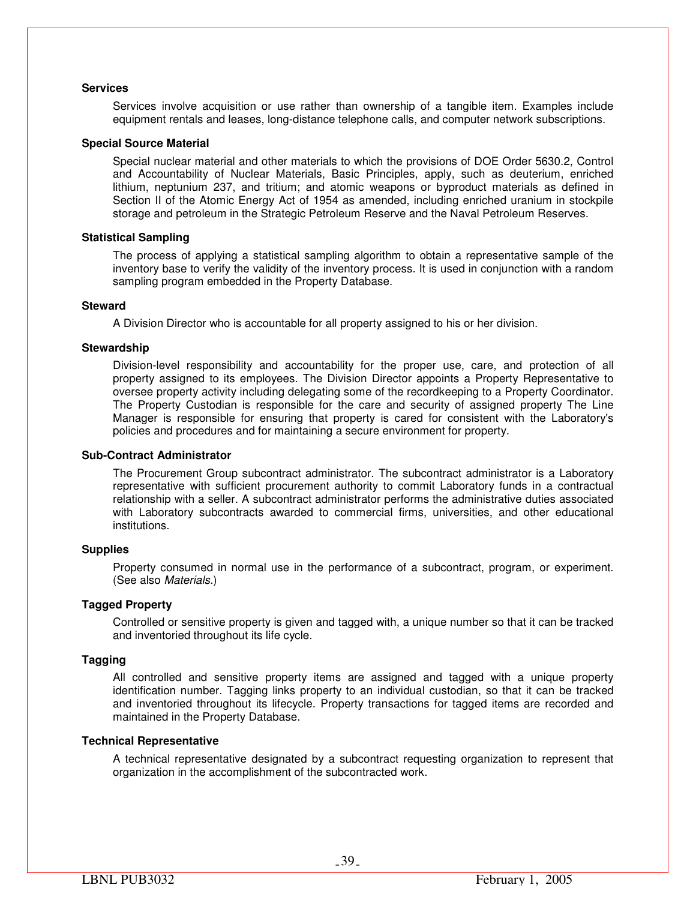**Services**

Services involve acquisition or use rather than ownership of a tangible item. Examples include equipment rentals and leases, long-distance telephone calls, and computer network subscriptions.

**Special Source Material**

Special nuclear material and other materials to which the provisions of DOE Order 5630.2, Control and Accountability of Nuclear Materials, Basic Principles, apply, such as deuterium, enriched lithium, neptunium 237, and tritium; and atomic weapons or byproduct materials as defined in Section II of the Atomic Energy Act of 1954 as amended, including enriched uranium in stockpile storage and petroleum in the Strategic Petroleum Reserve and the Naval Petroleum Reserves.

**Statistical Sampling**

The process of applying a statistical sampling algorithm to obtain a representative sample of the inventory base to verify the validity of the inventory process. It is used in conjunction with a random sampling program embedded in the Property Database.

**Steward**

A Division Director who is accountable for all property assigned to his or her division.

**Stewardship**

Division-level responsibility and accountability for the proper use, care, and protection of all property assigned to its employees. The Division Director appoints a Property Representative to oversee property activity including delegating some of the recordkeeping to a Property Coordinator. The Property Custodian is responsible for the care and security of assigned property The Line Manager is responsible for ensuring that property is cared for consistent with the Laboratory's policies and procedures and for maintaining a secure environment for property.

**Sub-Contract Administrator**

The Procurement Group subcontract administrator. The subcontract administrator is a Laboratory representative with sufficient procurement authority to commit Laboratory funds in a contractual relationship with a seller. A subcontract administrator performs the administrative duties associated with Laboratory subcontracts awarded to commercial firms, universities, and other educational institutions.

**Supplies**

Property consumed in normal use in the performance of a subcontract, program, or experiment. (See also *Materials.*)

**Tagged Property**

Controlled or sensitive property is given and tagged with, a unique number so that it can be tracked and inventoried throughout its life cycle.

**Tagging**

All controlled and sensitive property items are assigned and tagged with a unique property identification number. Tagging links property to an individual custodian, so that it can be tracked and inventoried throughout its lifecycle. Property transactions for tagged items are recorded and maintained in the Property Database.

**Technical Representative**

A technical representative designated by a subcontract requesting organization to represent that organization in the accomplishment of the subcontracted work.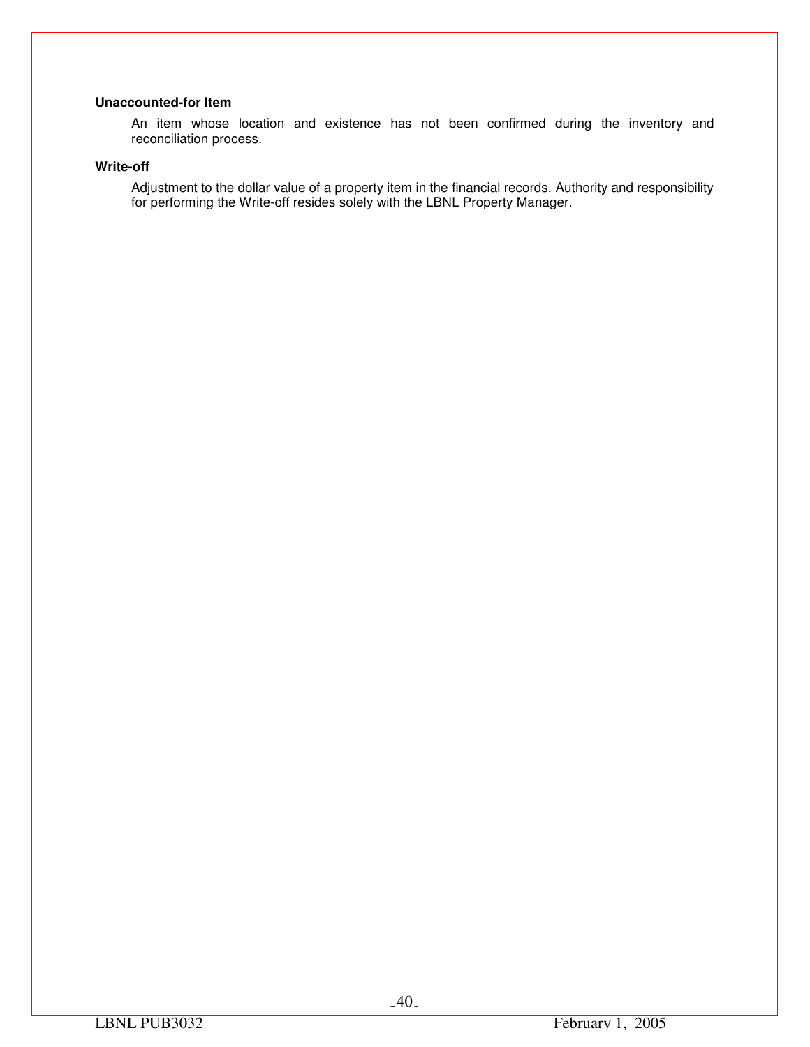**Unaccounted-for Item**

An item whose location and existence has not been confirmed during the inventory and reconciliation process.

**Write-off**

Adjustment to the dollar value of a property item in the financial records. Authority and responsibility for performing the Write-off resides solely with the LBNL Property Manager.